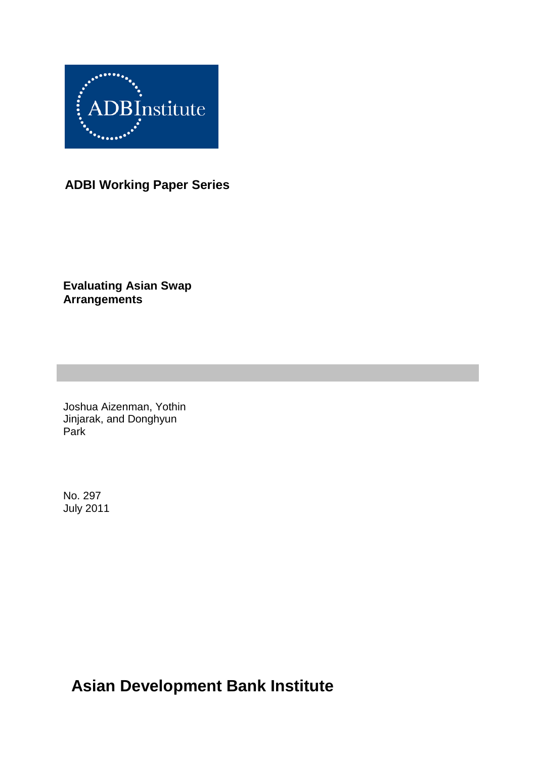ADBInstitute

**ADBI Working Paper Series**

# Evaluating Asian Swap Arrangements

Joshua Aizenman, Yothin Jinjarak, and Donghyun Park

No. 297
July 2011

**Asian Development Bank Institute**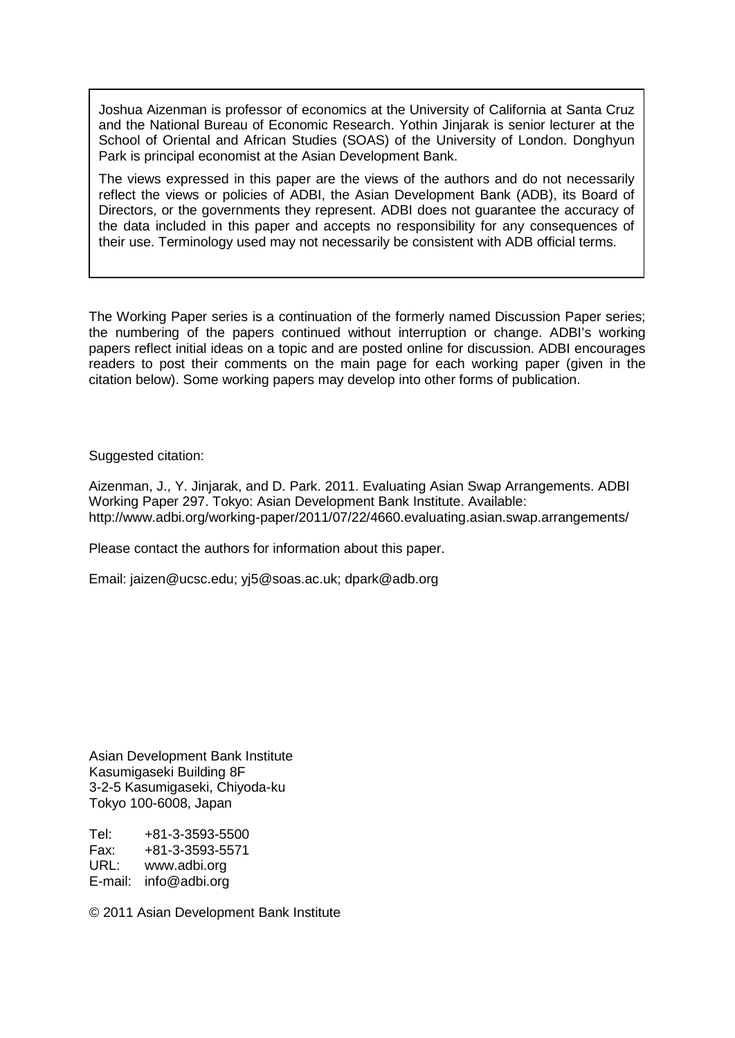Joshua Aizenman is professor of economics at the University of California at Santa Cruz and the National Bureau of Economic Research. Yothin Jinjarak is senior lecturer at the School of Oriental and African Studies (SOAS) of the University of London. Donghyun Park is principal economist at the Asian Development Bank.

The views expressed in this paper are the views of the authors and do not necessarily reflect the views or policies of ADBI, the Asian Development Bank (ADB), its Board of Directors, or the governments they represent. ADBI does not guarantee the accuracy of the data included in this paper and accepts no responsibility for any consequences of their use. Terminology used may not necessarily be consistent with ADB official terms.

The Working Paper series is a continuation of the formerly named Discussion Paper series; the numbering of the papers continued without interruption or change. ADBI's working papers reflect initial ideas on a topic and are posted online for discussion. ADBI encourages readers to post their comments on the main page for each working paper (given in the citation below). Some working papers may develop into other forms of publication.

Suggested citation:

Aizenman, J., Y. Jinjarak, and D. Park. 2011. Evaluating Asian Swap Arrangements. ADBI Working Paper 297. Tokyo: Asian Development Bank Institute. Available: http://www.adbi.org/working-paper/2011/07/22/4660.evaluating.asian.swap.arrangements/

Please contact the authors for information about this paper.

Email: jaizen@ucsc.edu; yj5@soas.ac.uk; dpark@adb.org

Asian Development Bank Institute
Kasumigaseki Building 8F
3-2-5 Kasumigaseki, Chiyoda-ku
Tokyo 100-6008, Japan

Tel: +81-3-3593-5500
Fax: +81-3-3593-5571
URL: www.adbi.org
E-mail: info@adbi.org

© 2011 Asian Development Bank Institute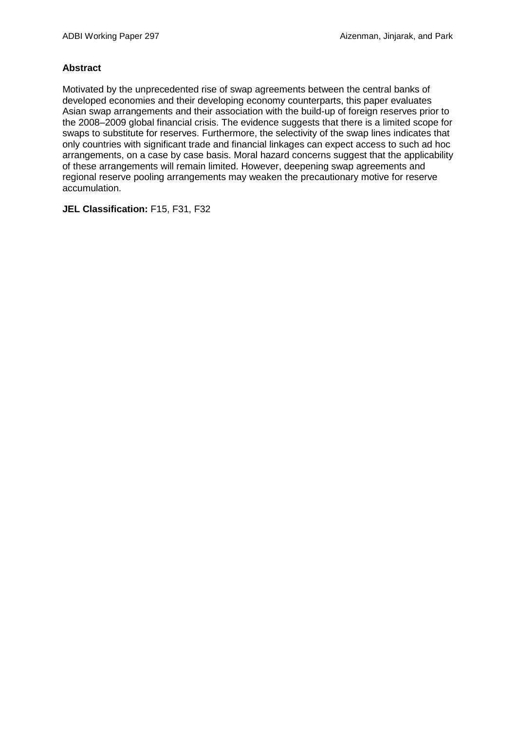**Abstract**

Motivated by the unprecedented rise of swap agreements between the central banks of developed economies and their developing economy counterparts, this paper evaluates Asian swap arrangements and their association with the build-up of foreign reserves prior to the 2008–2009 global financial crisis. The evidence suggests that there is a limited scope for swaps to substitute for reserves. Furthermore, the selectivity of the swap lines indicates that only countries with significant trade and financial linkages can expect access to such ad hoc arrangements, on a case by case basis. Moral hazard concerns suggest that the applicability of these arrangements will remain limited. However, deepening swap agreements and regional reserve pooling arrangements may weaken the precautionary motive for reserve accumulation.

**JEL Classification:** F15, F31, F32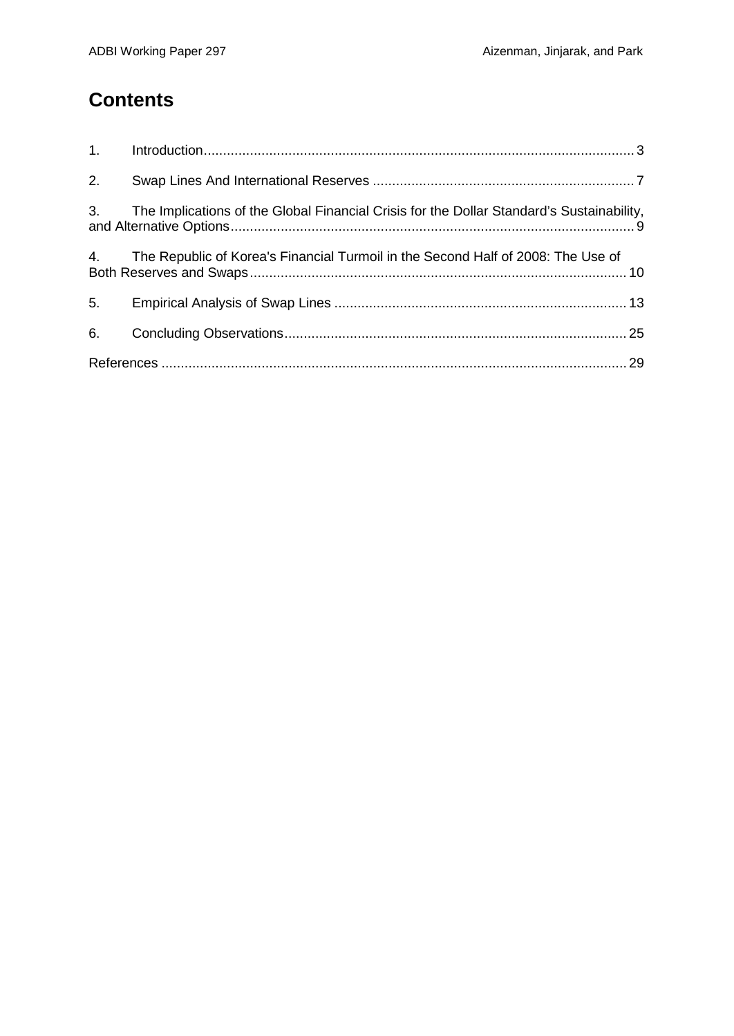# Contents

1. Introduction ........ 3
2. Swap Lines And International Reserves ........ 7
3. The Implications of the Global Financial Crisis for the Dollar Standard's Sustainability, and Alternative Options ........ 9
4. The Republic of Korea's Financial Turmoil in the Second Half of 2008: The Use of Both Reserves and Swaps ........ 10
5. Empirical Analysis of Swap Lines ........ 13
6. Concluding Observations ........ 25

References ........ 29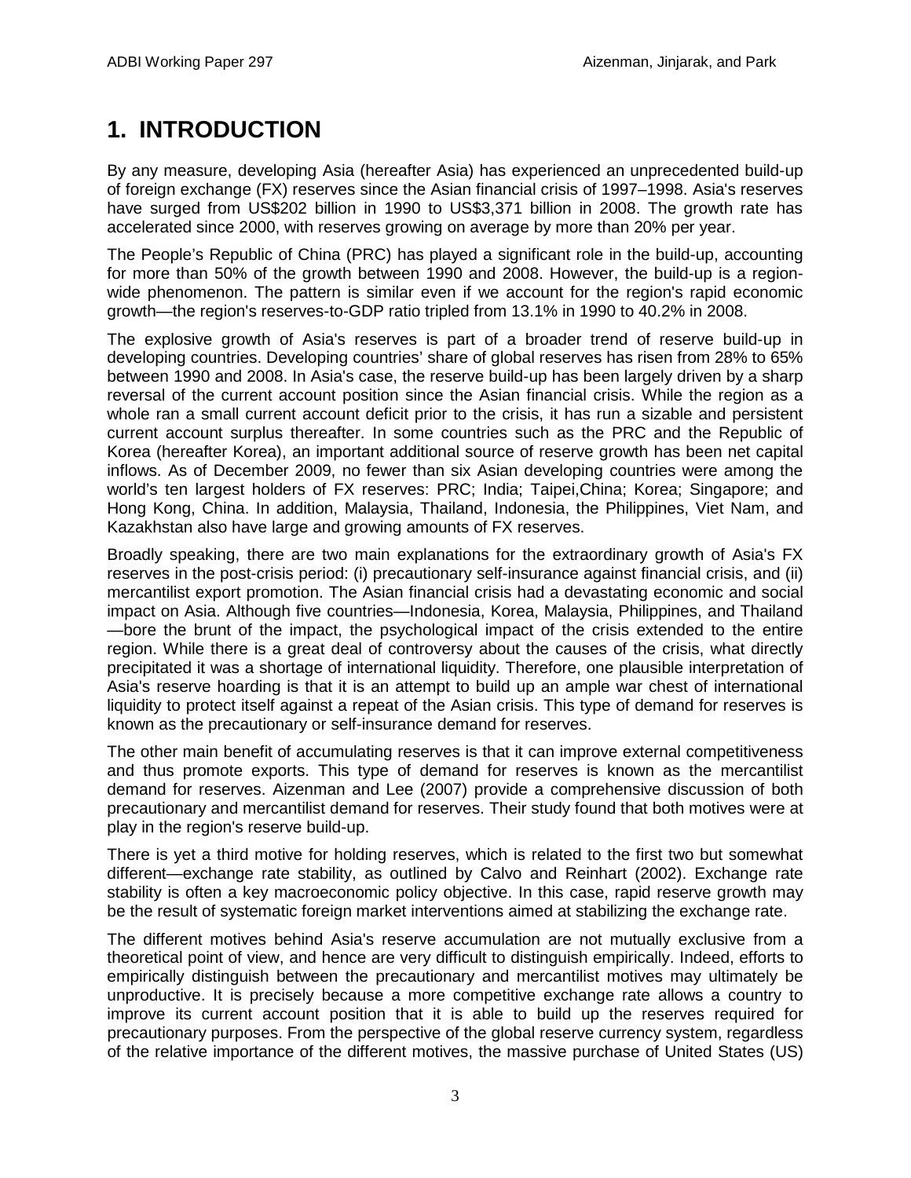# 1. INTRODUCTION

By any measure, developing Asia (hereafter Asia) has experienced an unprecedented build-up of foreign exchange (FX) reserves since the Asian financial crisis of 1997–1998. Asia's reserves have surged from US$202 billion in 1990 to US$3,371 billion in 2008. The growth rate has accelerated since 2000, with reserves growing on average by more than 20% per year.

The People's Republic of China (PRC) has played a significant role in the build-up, accounting for more than 50% of the growth between 1990 and 2008. However, the build-up is a region-wide phenomenon. The pattern is similar even if we account for the region's rapid economic growth—the region's reserves-to-GDP ratio tripled from 13.1% in 1990 to 40.2% in 2008.

The explosive growth of Asia's reserves is part of a broader trend of reserve build-up in developing countries. Developing countries' share of global reserves has risen from 28% to 65% between 1990 and 2008. In Asia's case, the reserve build-up has been largely driven by a sharp reversal of the current account position since the Asian financial crisis. While the region as a whole ran a small current account deficit prior to the crisis, it has run a sizable and persistent current account surplus thereafter. In some countries such as the PRC and the Republic of Korea (hereafter Korea), an important additional source of reserve growth has been net capital inflows. As of December 2009, no fewer than six Asian developing countries were among the world's ten largest holders of FX reserves: PRC; India; Taipei,China; Korea; Singapore; and Hong Kong, China. In addition, Malaysia, Thailand, Indonesia, the Philippines, Viet Nam, and Kazakhstan also have large and growing amounts of FX reserves.

Broadly speaking, there are two main explanations for the extraordinary growth of Asia's FX reserves in the post-crisis period: (i) precautionary self-insurance against financial crisis, and (ii) mercantilist export promotion. The Asian financial crisis had a devastating economic and social impact on Asia. Although five countries—Indonesia, Korea, Malaysia, Philippines, and Thailand —bore the brunt of the impact, the psychological impact of the crisis extended to the entire region. While there is a great deal of controversy about the causes of the crisis, what directly precipitated it was a shortage of international liquidity. Therefore, one plausible interpretation of Asia's reserve hoarding is that it is an attempt to build up an ample war chest of international liquidity to protect itself against a repeat of the Asian crisis. This type of demand for reserves is known as the precautionary or self-insurance demand for reserves.

The other main benefit of accumulating reserves is that it can improve external competitiveness and thus promote exports. This type of demand for reserves is known as the mercantilist demand for reserves. Aizenman and Lee (2007) provide a comprehensive discussion of both precautionary and mercantilist demand for reserves. Their study found that both motives were at play in the region's reserve build-up.

There is yet a third motive for holding reserves, which is related to the first two but somewhat different—exchange rate stability, as outlined by Calvo and Reinhart (2002). Exchange rate stability is often a key macroeconomic policy objective. In this case, rapid reserve growth may be the result of systematic foreign market interventions aimed at stabilizing the exchange rate.

The different motives behind Asia's reserve accumulation are not mutually exclusive from a theoretical point of view, and hence are very difficult to distinguish empirically. Indeed, efforts to empirically distinguish between the precautionary and mercantilist motives may ultimately be unproductive. It is precisely because a more competitive exchange rate allows a country to improve its current account position that it is able to build up the reserves required for precautionary purposes. From the perspective of the global reserve currency system, regardless of the relative importance of the different motives, the massive purchase of United States (US)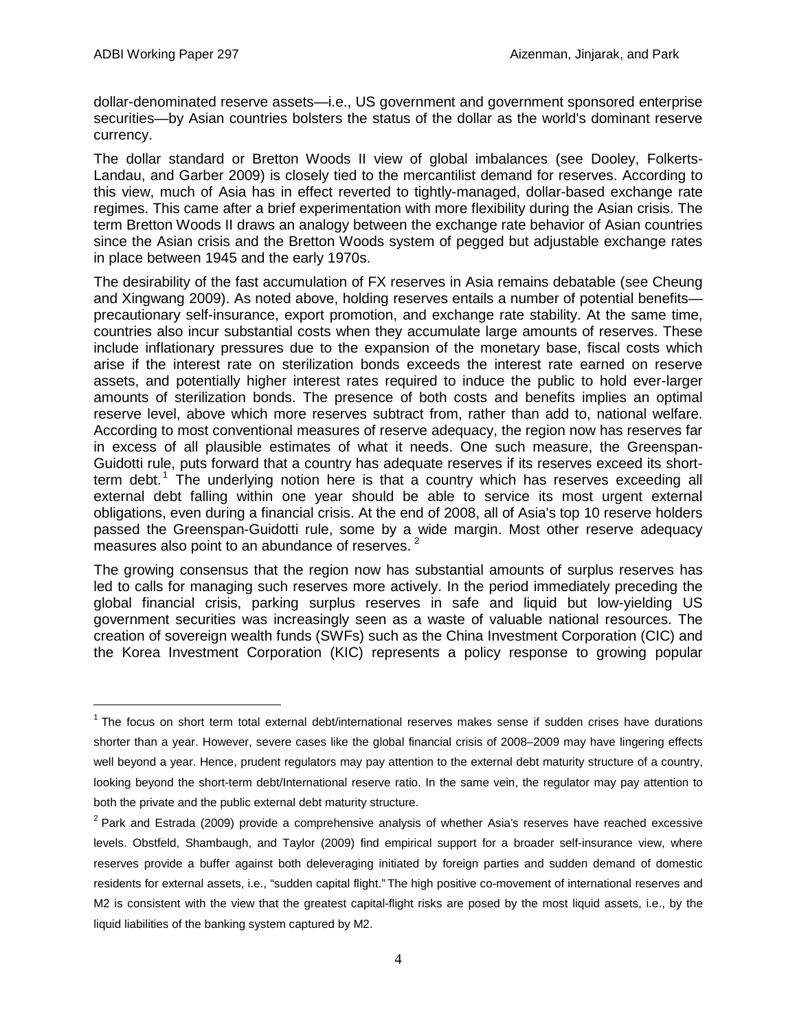dollar-denominated reserve assets—i.e., US government and government sponsored enterprise securities—by Asian countries bolsters the status of the dollar as the world's dominant reserve currency.

The dollar standard or Bretton Woods II view of global imbalances (see Dooley, Folkerts-Landau, and Garber 2009) is closely tied to the mercantilist demand for reserves. According to this view, much of Asia has in effect reverted to tightly-managed, dollar-based exchange rate regimes. This came after a brief experimentation with more flexibility during the Asian crisis. The term Bretton Woods II draws an analogy between the exchange rate behavior of Asian countries since the Asian crisis and the Bretton Woods system of pegged but adjustable exchange rates in place between 1945 and the early 1970s.

The desirability of the fast accumulation of FX reserves in Asia remains debatable (see Cheung and Xingwang 2009). As noted above, holding reserves entails a number of potential benefits—precautionary self-insurance, export promotion, and exchange rate stability. At the same time, countries also incur substantial costs when they accumulate large amounts of reserves. These include inflationary pressures due to the expansion of the monetary base, fiscal costs which arise if the interest rate on sterilization bonds exceeds the interest rate earned on reserve assets, and potentially higher interest rates required to induce the public to hold ever-larger amounts of sterilization bonds. The presence of both costs and benefits implies an optimal reserve level, above which more reserves subtract from, rather than add to, national welfare. According to most conventional measures of reserve adequacy, the region now has reserves far in excess of all plausible estimates of what it needs. One such measure, the Greenspan-Guidotti rule, puts forward that a country has adequate reserves if its reserves exceed its short-term debt.[1] The underlying notion here is that a country which has reserves exceeding all external debt falling within one year should be able to service its most urgent external obligations, even during a financial crisis. At the end of 2008, all of Asia's top 10 reserve holders passed the Greenspan-Guidotti rule, some by a wide margin. Most other reserve adequacy measures also point to an abundance of reserves.[2]

The growing consensus that the region now has substantial amounts of surplus reserves has led to calls for managing such reserves more actively. In the period immediately preceding the global financial crisis, parking surplus reserves in safe and liquid but low-yielding US government securities was increasingly seen as a waste of valuable national resources. The creation of sovereign wealth funds (SWFs) such as the China Investment Corporation (CIC) and the Korea Investment Corporation (KIC) represents a policy response to growing popular

---

[1] The focus on short term total external debt/international reserves makes sense if sudden crises have durations shorter than a year. However, severe cases like the global financial crisis of 2008–2009 may have lingering effects well beyond a year. Hence, prudent regulators may pay attention to the external debt maturity structure of a country, looking beyond the short-term debt/International reserve ratio. In the same vein, the regulator may pay attention to both the private and the public external debt maturity structure.

[2] Park and Estrada (2009) provide a comprehensive analysis of whether Asia's reserves have reached excessive levels. Obstfeld, Shambaugh, and Taylor (2009) find empirical support for a broader self-insurance view, where reserves provide a buffer against both deleveraging initiated by foreign parties and sudden demand of domestic residents for external assets, i.e., "sudden capital flight." The high positive co-movement of international reserves and M2 is consistent with the view that the greatest capital-flight risks are posed by the most liquid assets, i.e., by the liquid liabilities of the banking system captured by M2.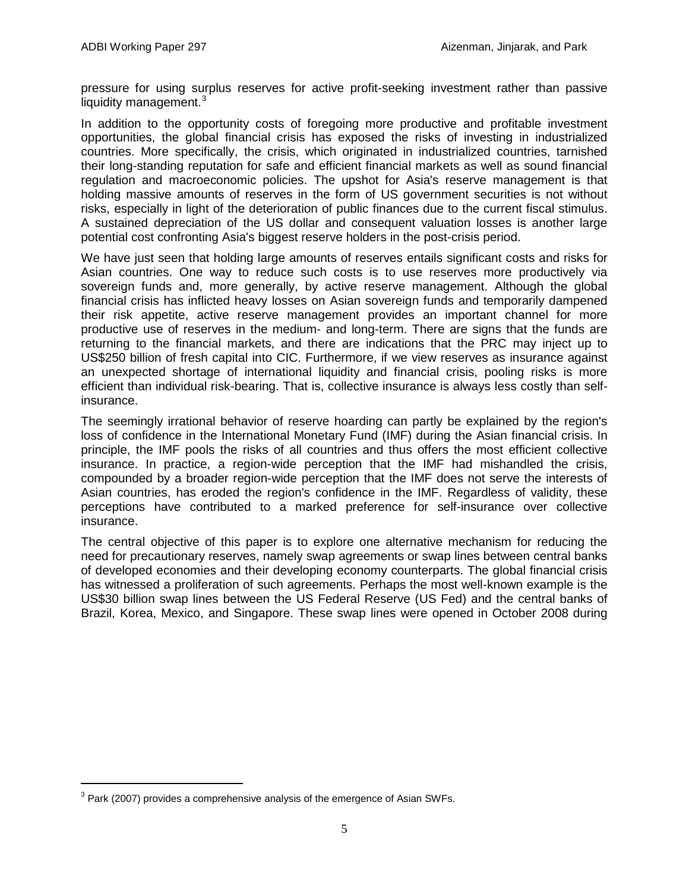pressure for using surplus reserves for active profit-seeking investment rather than passive liquidity management.[3]

In addition to the opportunity costs of foregoing more productive and profitable investment opportunities, the global financial crisis has exposed the risks of investing in industrialized countries. More specifically, the crisis, which originated in industrialized countries, tarnished their long-standing reputation for safe and efficient financial markets as well as sound financial regulation and macroeconomic policies. The upshot for Asia's reserve management is that holding massive amounts of reserves in the form of US government securities is not without risks, especially in light of the deterioration of public finances due to the current fiscal stimulus. A sustained depreciation of the US dollar and consequent valuation losses is another large potential cost confronting Asia's biggest reserve holders in the post-crisis period.

We have just seen that holding large amounts of reserves entails significant costs and risks for Asian countries. One way to reduce such costs is to use reserves more productively via sovereign funds and, more generally, by active reserve management. Although the global financial crisis has inflicted heavy losses on Asian sovereign funds and temporarily dampened their risk appetite, active reserve management provides an important channel for more productive use of reserves in the medium- and long-term. There are signs that the funds are returning to the financial markets, and there are indications that the PRC may inject up to US$250 billion of fresh capital into CIC. Furthermore, if we view reserves as insurance against an unexpected shortage of international liquidity and financial crisis, pooling risks is more efficient than individual risk-bearing. That is, collective insurance is always less costly than self-insurance.

The seemingly irrational behavior of reserve hoarding can partly be explained by the region's loss of confidence in the International Monetary Fund (IMF) during the Asian financial crisis. In principle, the IMF pools the risks of all countries and thus offers the most efficient collective insurance. In practice, a region-wide perception that the IMF had mishandled the crisis, compounded by a broader region-wide perception that the IMF does not serve the interests of Asian countries, has eroded the region's confidence in the IMF. Regardless of validity, these perceptions have contributed to a marked preference for self-insurance over collective insurance.

The central objective of this paper is to explore one alternative mechanism for reducing the need for precautionary reserves, namely swap agreements or swap lines between central banks of developed economies and their developing economy counterparts. The global financial crisis has witnessed a proliferation of such agreements. Perhaps the most well-known example is the US$30 billion swap lines between the US Federal Reserve (US Fed) and the central banks of Brazil, Korea, Mexico, and Singapore. These swap lines were opened in October 2008 during

[3] Park (2007) provides a comprehensive analysis of the emergence of Asian SWFs.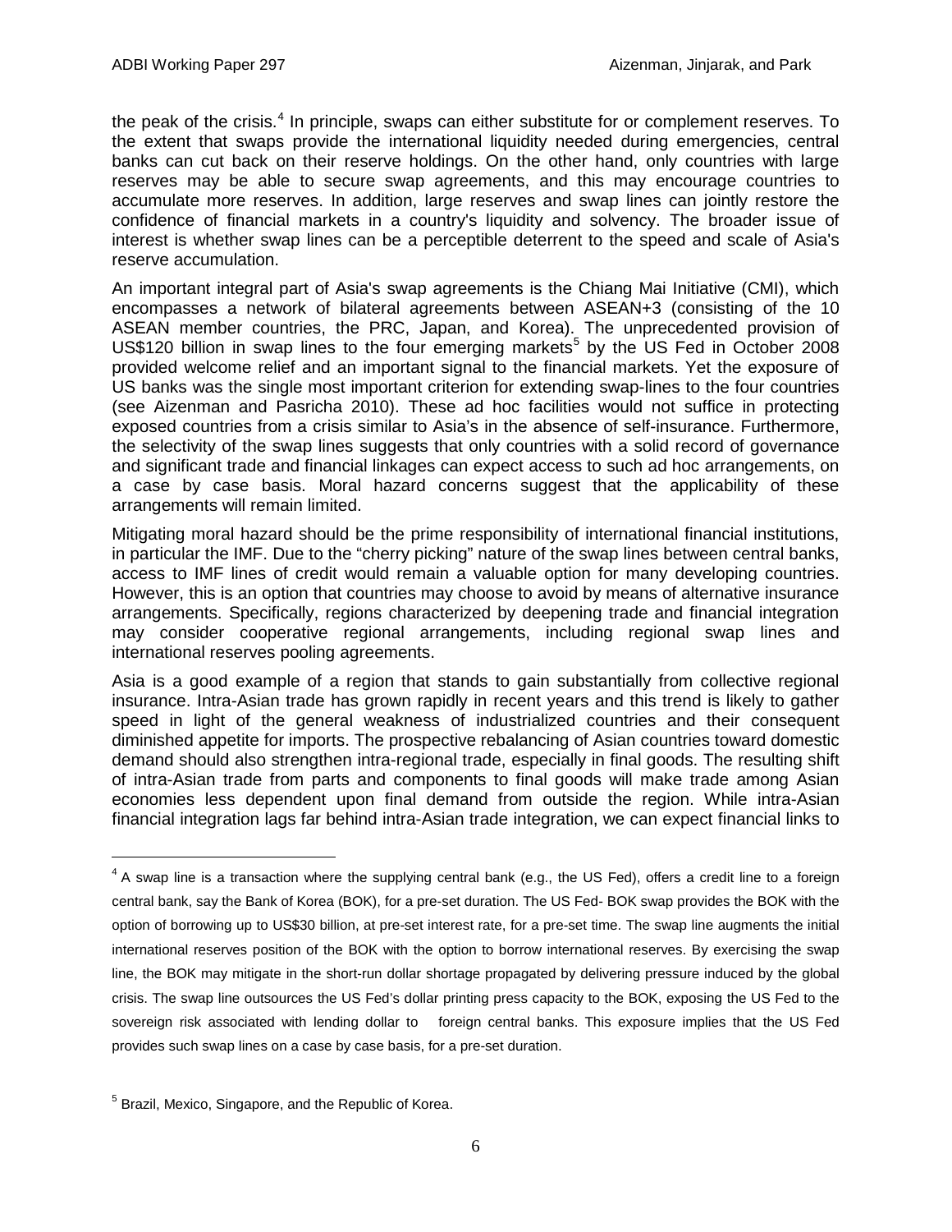the peak of the crisis.[4] In principle, swaps can either substitute for or complement reserves. To the extent that swaps provide the international liquidity needed during emergencies, central banks can cut back on their reserve holdings. On the other hand, only countries with large reserves may be able to secure swap agreements, and this may encourage countries to accumulate more reserves. In addition, large reserves and swap lines can jointly restore the confidence of financial markets in a country's liquidity and solvency. The broader issue of interest is whether swap lines can be a perceptible deterrent to the speed and scale of Asia's reserve accumulation.

An important integral part of Asia's swap agreements is the Chiang Mai Initiative (CMI), which encompasses a network of bilateral agreements between ASEAN+3 (consisting of the 10 ASEAN member countries, the PRC, Japan, and Korea). The unprecedented provision of US$120 billion in swap lines to the four emerging markets[5] by the US Fed in October 2008 provided welcome relief and an important signal to the financial markets. Yet the exposure of US banks was the single most important criterion for extending swap-lines to the four countries (see Aizenman and Pasricha 2010). These ad hoc facilities would not suffice in protecting exposed countries from a crisis similar to Asia's in the absence of self-insurance. Furthermore, the selectivity of the swap lines suggests that only countries with a solid record of governance and significant trade and financial linkages can expect access to such ad hoc arrangements, on a case by case basis. Moral hazard concerns suggest that the applicability of these arrangements will remain limited.

Mitigating moral hazard should be the prime responsibility of international financial institutions, in particular the IMF. Due to the "cherry picking" nature of the swap lines between central banks, access to IMF lines of credit would remain a valuable option for many developing countries. However, this is an option that countries may choose to avoid by means of alternative insurance arrangements. Specifically, regions characterized by deepening trade and financial integration may consider cooperative regional arrangements, including regional swap lines and international reserves pooling agreements.

Asia is a good example of a region that stands to gain substantially from collective regional insurance. Intra-Asian trade has grown rapidly in recent years and this trend is likely to gather speed in light of the general weakness of industrialized countries and their consequent diminished appetite for imports. The prospective rebalancing of Asian countries toward domestic demand should also strengthen intra-regional trade, especially in final goods. The resulting shift of intra-Asian trade from parts and components to final goods will make trade among Asian economies less dependent upon final demand from outside the region. While intra-Asian financial integration lags far behind intra-Asian trade integration, we can expect financial links to

---

[4] A swap line is a transaction where the supplying central bank (e.g., the US Fed), offers a credit line to a foreign central bank, say the Bank of Korea (BOK), for a pre-set duration. The US Fed- BOK swap provides the BOK with the option of borrowing up to US$30 billion, at pre-set interest rate, for a pre-set time. The swap line augments the initial international reserves position of the BOK with the option to borrow international reserves. By exercising the swap line, the BOK may mitigate in the short-run dollar shortage propagated by delivering pressure induced by the global crisis. The swap line outsources the US Fed's dollar printing press capacity to the BOK, exposing the US Fed to the sovereign risk associated with lending dollar to foreign central banks. This exposure implies that the US Fed provides such swap lines on a case by case basis, for a pre-set duration.

[5] Brazil, Mexico, Singapore, and the Republic of Korea.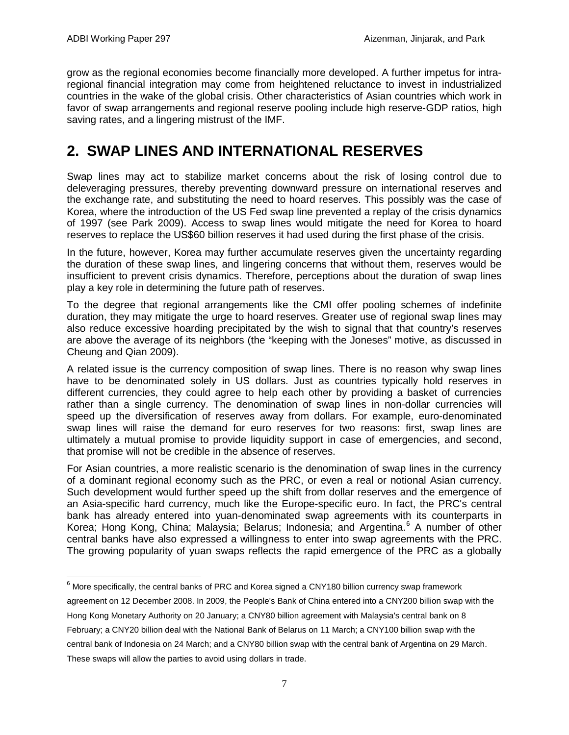grow as the regional economies become financially more developed. A further impetus for intra-regional financial integration may come from heightened reluctance to invest in industrialized countries in the wake of the global crisis. Other characteristics of Asian countries which work in favor of swap arrangements and regional reserve pooling include high reserve-GDP ratios, high saving rates, and a lingering mistrust of the IMF.

# 2. SWAP LINES AND INTERNATIONAL RESERVES

Swap lines may act to stabilize market concerns about the risk of losing control due to deleveraging pressures, thereby preventing downward pressure on international reserves and the exchange rate, and substituting the need to hoard reserves. This possibly was the case of Korea, where the introduction of the US Fed swap line prevented a replay of the crisis dynamics of 1997 (see Park 2009). Access to swap lines would mitigate the need for Korea to hoard reserves to replace the US$60 billion reserves it had used during the first phase of the crisis.

In the future, however, Korea may further accumulate reserves given the uncertainty regarding the duration of these swap lines, and lingering concerns that without them, reserves would be insufficient to prevent crisis dynamics. Therefore, perceptions about the duration of swap lines play a key role in determining the future path of reserves.

To the degree that regional arrangements like the CMI offer pooling schemes of indefinite duration, they may mitigate the urge to hoard reserves. Greater use of regional swap lines may also reduce excessive hoarding precipitated by the wish to signal that that country's reserves are above the average of its neighbors (the "keeping with the Joneses" motive, as discussed in Cheung and Qian 2009).

A related issue is the currency composition of swap lines. There is no reason why swap lines have to be denominated solely in US dollars. Just as countries typically hold reserves in different currencies, they could agree to help each other by providing a basket of currencies rather than a single currency. The denomination of swap lines in non-dollar currencies will speed up the diversification of reserves away from dollars. For example, euro-denominated swap lines will raise the demand for euro reserves for two reasons: first, swap lines are ultimately a mutual promise to provide liquidity support in case of emergencies, and second, that promise will not be credible in the absence of reserves.

For Asian countries, a more realistic scenario is the denomination of swap lines in the currency of a dominant regional economy such as the PRC, or even a real or notional Asian currency. Such development would further speed up the shift from dollar reserves and the emergence of an Asia-specific hard currency, much like the Europe-specific euro. In fact, the PRC's central bank has already entered into yuan-denominated swap agreements with its counterparts in Korea; Hong Kong, China; Malaysia; Belarus; Indonesia; and Argentina.[6] A number of other central banks have also expressed a willingness to enter into swap agreements with the PRC. The growing popularity of yuan swaps reflects the rapid emergence of the PRC as a globally

[6] More specifically, the central banks of PRC and Korea signed a CNY180 billion currency swap framework agreement on 12 December 2008. In 2009, the People's Bank of China entered into a CNY200 billion swap with the Hong Kong Monetary Authority on 20 January; a CNY80 billion agreement with Malaysia's central bank on 8 February; a CNY20 billion deal with the National Bank of Belarus on 11 March; a CNY100 billion swap with the central bank of Indonesia on 24 March; and a CNY80 billion swap with the central bank of Argentina on 29 March. These swaps will allow the parties to avoid using dollars in trade.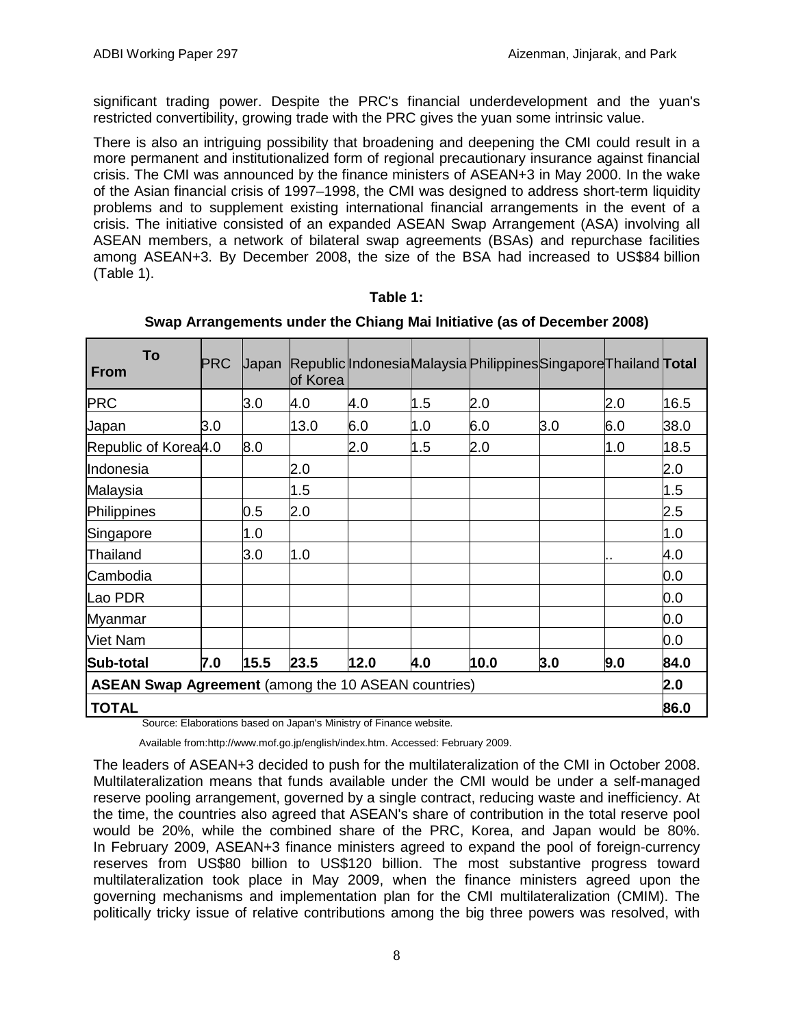significant trading power. Despite the PRC's financial underdevelopment and the yuan's restricted convertibility, growing trade with the PRC gives the yuan some intrinsic value.

There is also an intriguing possibility that broadening and deepening the CMI could result in a more permanent and institutionalized form of regional precautionary insurance against financial crisis. The CMI was announced by the finance ministers of ASEAN+3 in May 2000. In the wake of the Asian financial crisis of 1997–1998, the CMI was designed to address short-term liquidity problems and to supplement existing international financial arrangements in the event of a crisis. The initiative consisted of an expanded ASEAN Swap Arrangement (ASA) involving all ASEAN members, a network of bilateral swap agreements (BSAs) and repurchase facilities among ASEAN+3. By December 2008, the size of the BSA had increased to US$84 billion (Table 1).

**Table 1:**

**Swap Arrangements under the Chiang Mai Initiative (as of December 2008)**

| From \ To | PRC | Japan | Republic of Korea | Indonesia | Malaysia | Philippines | Singapore | Thailand | **Total** |
|---|---|---|---|---|---|---|---|---|---|
| PRC | | 3.0 | 4.0 | 4.0 | 1.5 | 2.0 | | 2.0 | 16.5 |
| Japan | 3.0 | | 13.0 | 6.0 | 1.0 | 6.0 | 3.0 | 6.0 | 38.0 |
| Republic of Korea | 4.0 | 8.0 | | 2.0 | 1.5 | 2.0 | | 1.0 | 18.5 |
| Indonesia | | | 2.0 | | | | | | 2.0 |
| Malaysia | | | 1.5 | | | | | | 1.5 |
| Philippines | | 0.5 | 2.0 | | | | | | 2.5 |
| Singapore | | 1.0 | | | | | | | 1.0 |
| Thailand | | 3.0 | 1.0 | | | | | .. | 4.0 |
| Cambodia | | | | | | | | | 0.0 |
| Lao PDR | | | | | | | | | 0.0 |
| Myanmar | | | | | | | | | 0.0 |
| Viet Nam | | | | | | | | | 0.0 |
| **Sub-total** | **7.0** | **15.5** | **23.5** | **12.0** | **4.0** | **10.0** | **3.0** | **9.0** | **84.0** |
| **ASEAN Swap Agreement** (among the 10 ASEAN countries) | | | | | | | | | **2.0** |
| **TOTAL** | | | | | | | | | **86.0** |

Source: Elaborations based on Japan's Ministry of Finance website.

Available from:http://www.mof.go.jp/english/index.htm. Accessed: February 2009.

The leaders of ASEAN+3 decided to push for the multilateralization of the CMI in October 2008. Multilateralization means that funds available under the CMI would be under a self-managed reserve pooling arrangement, governed by a single contract, reducing waste and inefficiency. At the time, the countries also agreed that ASEAN's share of contribution in the total reserve pool would be 20%, while the combined share of the PRC, Korea, and Japan would be 80%. In February 2009, ASEAN+3 finance ministers agreed to expand the pool of foreign-currency reserves from US$80 billion to US$120 billion. The most substantive progress toward multilateralization took place in May 2009, when the finance ministers agreed upon the governing mechanisms and implementation plan for the CMI multilateralization (CMIM). The politically tricky issue of relative contributions among the big three powers was resolved, with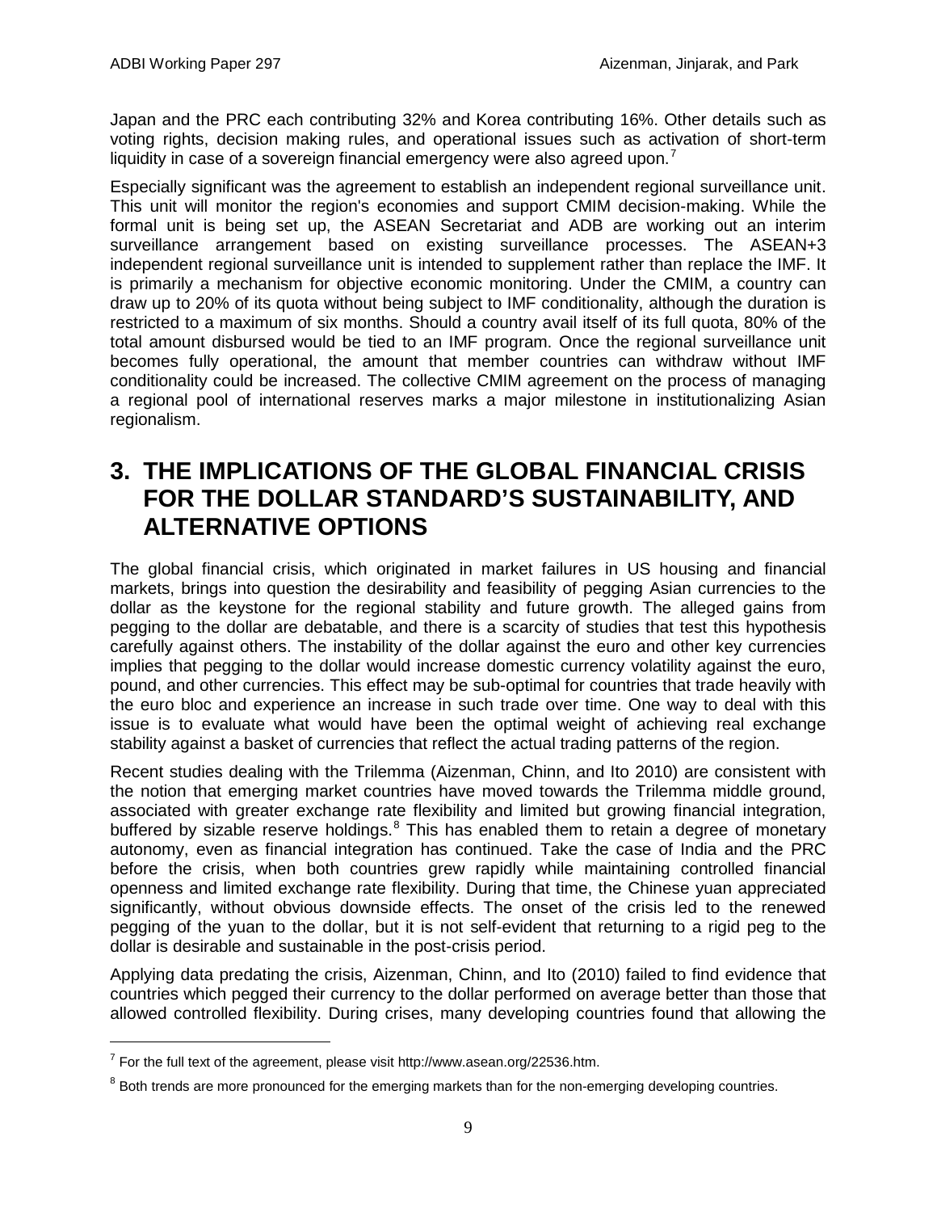Japan and the PRC each contributing 32% and Korea contributing 16%. Other details such as voting rights, decision making rules, and operational issues such as activation of short-term liquidity in case of a sovereign financial emergency were also agreed upon.[7]

Especially significant was the agreement to establish an independent regional surveillance unit. This unit will monitor the region's economies and support CMIM decision-making. While the formal unit is being set up, the ASEAN Secretariat and ADB are working out an interim surveillance arrangement based on existing surveillance processes. The ASEAN+3 independent regional surveillance unit is intended to supplement rather than replace the IMF. It is primarily a mechanism for objective economic monitoring. Under the CMIM, a country can draw up to 20% of its quota without being subject to IMF conditionality, although the duration is restricted to a maximum of six months. Should a country avail itself of its full quota, 80% of the total amount disbursed would be tied to an IMF program. Once the regional surveillance unit becomes fully operational, the amount that member countries can withdraw without IMF conditionality could be increased. The collective CMIM agreement on the process of managing a regional pool of international reserves marks a major milestone in institutionalizing Asian regionalism.

# 3. THE IMPLICATIONS OF THE GLOBAL FINANCIAL CRISIS FOR THE DOLLAR STANDARD'S SUSTAINABILITY, AND ALTERNATIVE OPTIONS

The global financial crisis, which originated in market failures in US housing and financial markets, brings into question the desirability and feasibility of pegging Asian currencies to the dollar as the keystone for the regional stability and future growth. The alleged gains from pegging to the dollar are debatable, and there is a scarcity of studies that test this hypothesis carefully against others. The instability of the dollar against the euro and other key currencies implies that pegging to the dollar would increase domestic currency volatility against the euro, pound, and other currencies. This effect may be sub-optimal for countries that trade heavily with the euro bloc and experience an increase in such trade over time. One way to deal with this issue is to evaluate what would have been the optimal weight of achieving real exchange stability against a basket of currencies that reflect the actual trading patterns of the region.

Recent studies dealing with the Trilemma (Aizenman, Chinn, and Ito 2010) are consistent with the notion that emerging market countries have moved towards the Trilemma middle ground, associated with greater exchange rate flexibility and limited but growing financial integration, buffered by sizable reserve holdings.[8] This has enabled them to retain a degree of monetary autonomy, even as financial integration has continued. Take the case of India and the PRC before the crisis, when both countries grew rapidly while maintaining controlled financial openness and limited exchange rate flexibility. During that time, the Chinese yuan appreciated significantly, without obvious downside effects. The onset of the crisis led to the renewed pegging of the yuan to the dollar, but it is not self-evident that returning to a rigid peg to the dollar is desirable and sustainable in the post-crisis period.

Applying data predating the crisis, Aizenman, Chinn, and Ito (2010) failed to find evidence that countries which pegged their currency to the dollar performed on average better than those that allowed controlled flexibility. During crises, many developing countries found that allowing the

[7] For the full text of the agreement, please visit http://www.asean.org/22536.htm.

[8] Both trends are more pronounced for the emerging markets than for the non-emerging developing countries.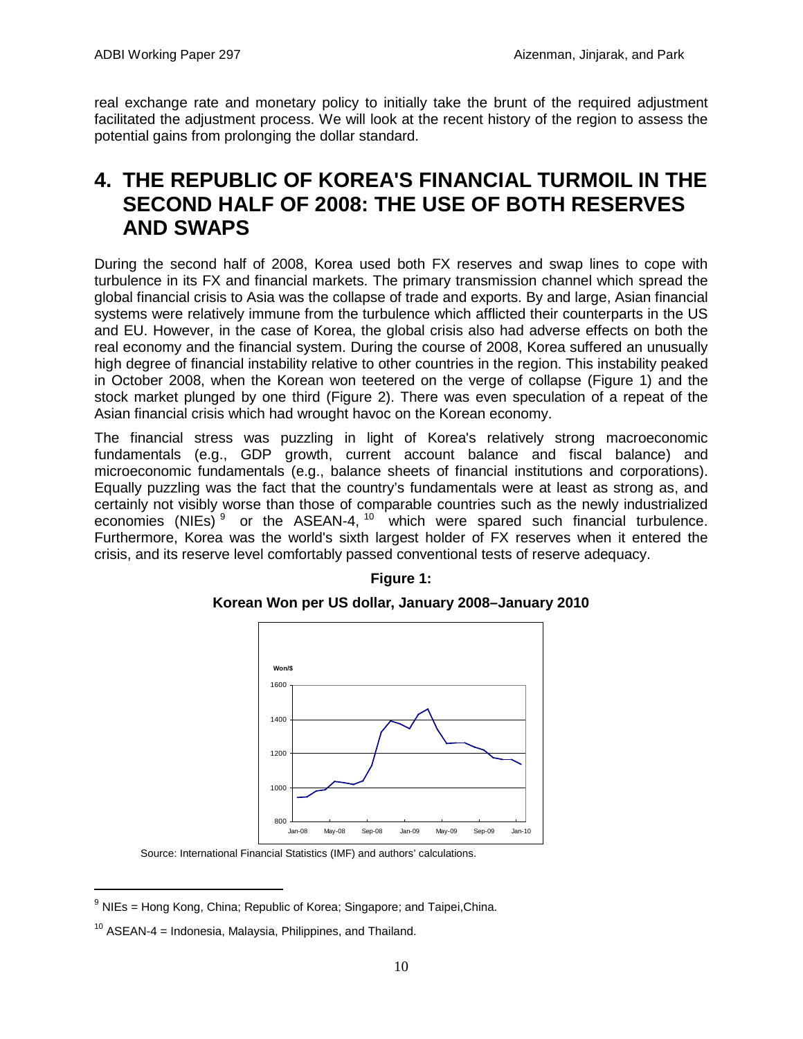real exchange rate and monetary policy to initially take the brunt of the required adjustment facilitated the adjustment process. We will look at the recent history of the region to assess the potential gains from prolonging the dollar standard.

# 4. THE REPUBLIC OF KOREA'S FINANCIAL TURMOIL IN THE SECOND HALF OF 2008: THE USE OF BOTH RESERVES AND SWAPS

During the second half of 2008, Korea used both FX reserves and swap lines to cope with turbulence in its FX and financial markets. The primary transmission channel which spread the global financial crisis to Asia was the collapse of trade and exports. By and large, Asian financial systems were relatively immune from the turbulence which afflicted their counterparts in the US and EU. However, in the case of Korea, the global crisis also had adverse effects on both the real economy and the financial system. During the course of 2008, Korea suffered an unusually high degree of financial instability relative to other countries in the region. This instability peaked in October 2008, when the Korean won teetered on the verge of collapse (Figure 1) and the stock market plunged by one third (Figure 2). There was even speculation of a repeat of the Asian financial crisis which had wrought havoc on the Korean economy.

The financial stress was puzzling in light of Korea's relatively strong macroeconomic fundamentals (e.g., GDP growth, current account balance and fiscal balance) and microeconomic fundamentals (e.g., balance sheets of financial institutions and corporations). Equally puzzling was the fact that the country's fundamentals were at least as strong as, and certainly not visibly worse than those of comparable countries such as the newly industrialized economies (NIEs)[9] or the ASEAN-4,[10] which were spared such financial turbulence. Furthermore, Korea was the world's sixth largest holder of FX reserves when it entered the crisis, and its reserve level comfortably passed conventional tests of reserve adequacy.

**Figure 1:**

**Korean Won per US dollar, January 2008–January 2010**

Source: International Financial Statistics (IMF) and authors' calculations.

[9] NIEs = Hong Kong, China; Republic of Korea; Singapore; and Taipei,China.

[10] ASEAN-4 = Indonesia, Malaysia, Philippines, and Thailand.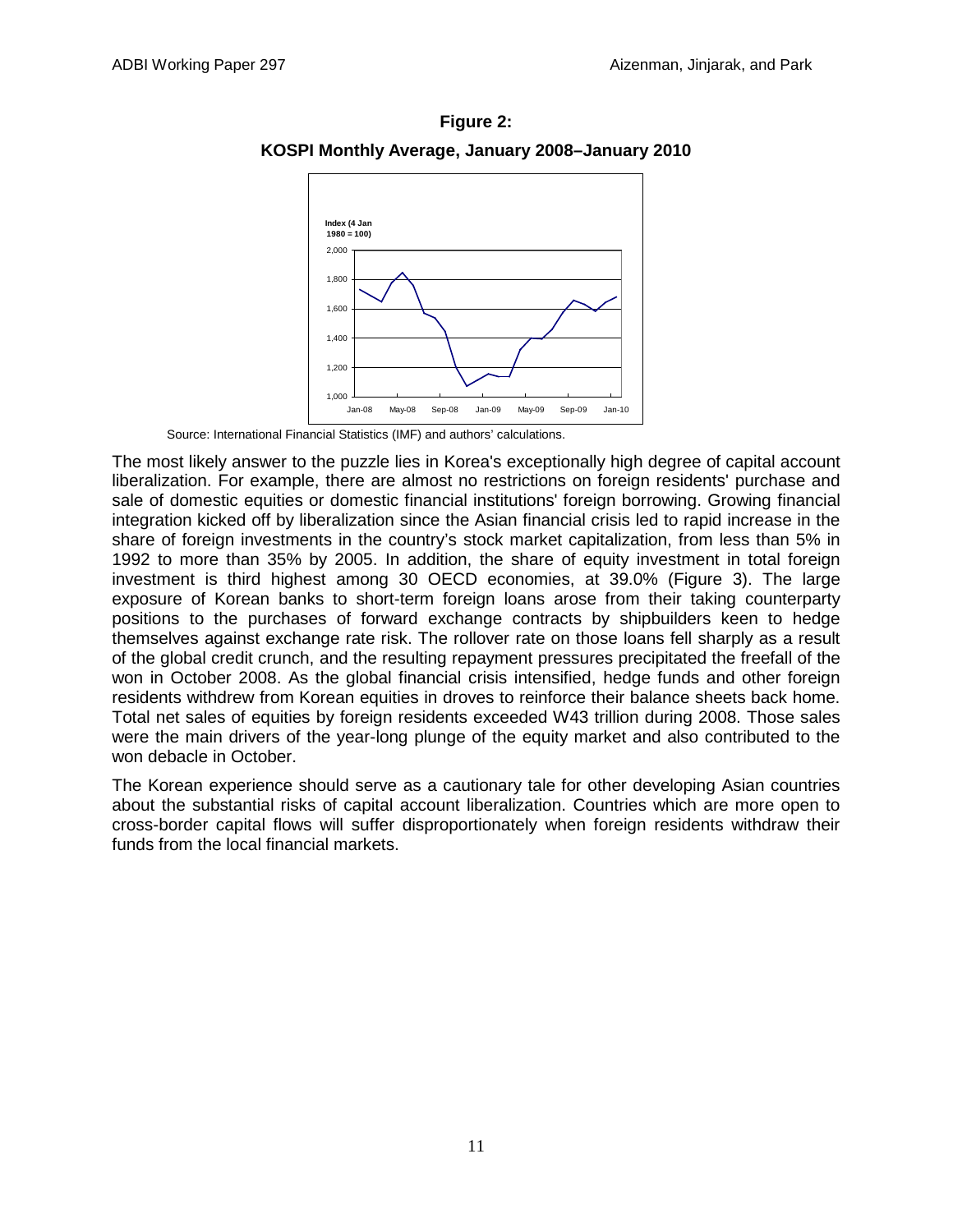**Figure 2:**

**KOSPI Monthly Average, January 2008–January 2010**

Source: International Financial Statistics (IMF) and authors' calculations.

The most likely answer to the puzzle lies in Korea's exceptionally high degree of capital account liberalization. For example, there are almost no restrictions on foreign residents' purchase and sale of domestic equities or domestic financial institutions' foreign borrowing. Growing financial integration kicked off by liberalization since the Asian financial crisis led to rapid increase in the share of foreign investments in the country's stock market capitalization, from less than 5% in 1992 to more than 35% by 2005. In addition, the share of equity investment in total foreign investment is third highest among 30 OECD economies, at 39.0% (Figure 3). The large exposure of Korean banks to short-term foreign loans arose from their taking counterparty positions to the purchases of forward exchange contracts by shipbuilders keen to hedge themselves against exchange rate risk. The rollover rate on those loans fell sharply as a result of the global credit crunch, and the resulting repayment pressures precipitated the freefall of the won in October 2008. As the global financial crisis intensified, hedge funds and other foreign residents withdrew from Korean equities in droves to reinforce their balance sheets back home. Total net sales of equities by foreign residents exceeded W43 trillion during 2008. Those sales were the main drivers of the year-long plunge of the equity market and also contributed to the won debacle in October.

The Korean experience should serve as a cautionary tale for other developing Asian countries about the substantial risks of capital account liberalization. Countries which are more open to cross-border capital flows will suffer disproportionately when foreign residents withdraw their funds from the local financial markets.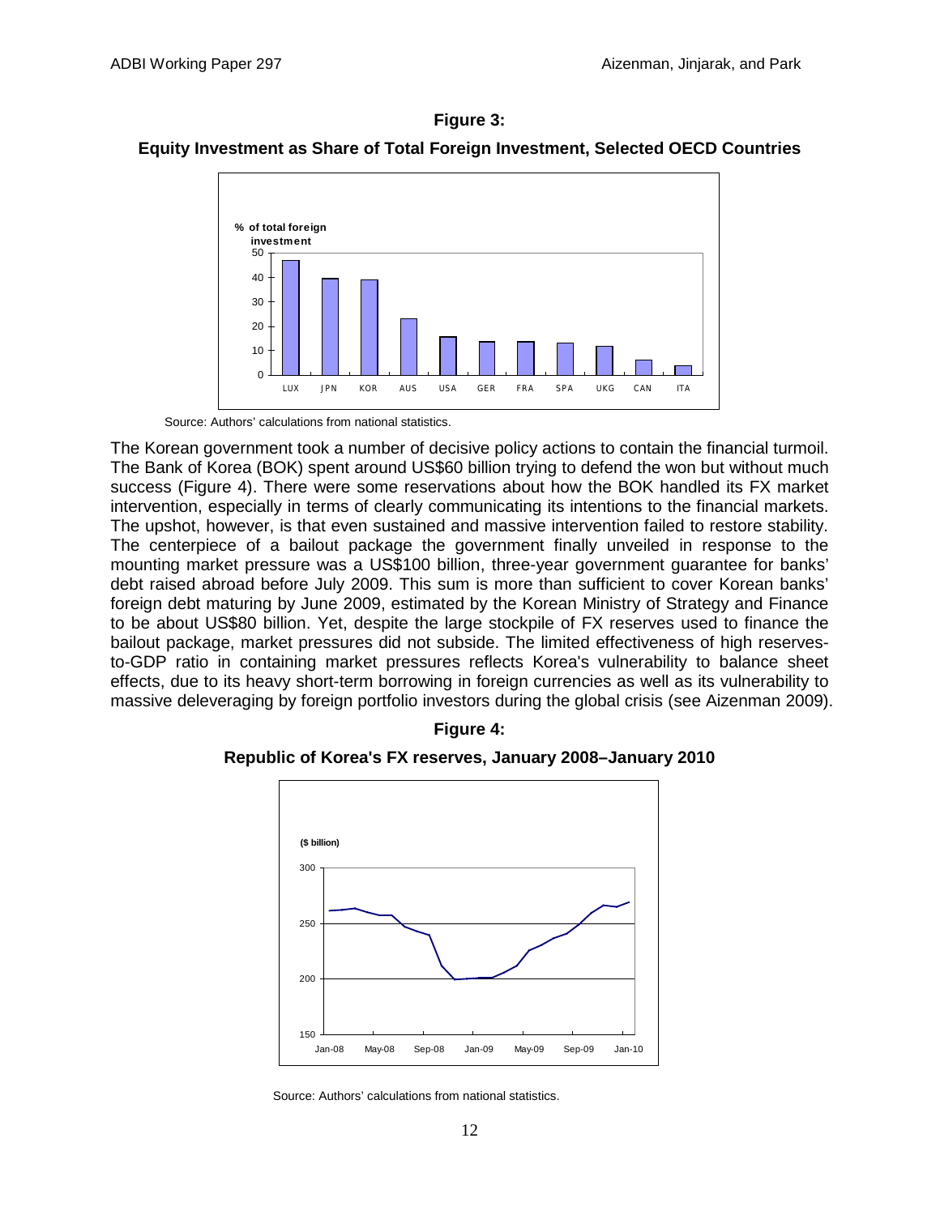**Figure 3:**

**Equity Investment as Share of Total Foreign Investment, Selected OECD Countries**

Source: Authors' calculations from national statistics.

The Korean government took a number of decisive policy actions to contain the financial turmoil. The Bank of Korea (BOK) spent around US$60 billion trying to defend the won but without much success (Figure 4). There were some reservations about how the BOK handled its FX market intervention, especially in terms of clearly communicating its intentions to the financial markets. The upshot, however, is that even sustained and massive intervention failed to restore stability. The centerpiece of a bailout package the government finally unveiled in response to the mounting market pressure was a US$100 billion, three-year government guarantee for banks' debt raised abroad before July 2009. This sum is more than sufficient to cover Korean banks' foreign debt maturing by June 2009, estimated by the Korean Ministry of Strategy and Finance to be about US$80 billion. Yet, despite the large stockpile of FX reserves used to finance the bailout package, market pressures did not subside. The limited effectiveness of high reserves-to-GDP ratio in containing market pressures reflects Korea's vulnerability to balance sheet effects, due to its heavy short-term borrowing in foreign currencies as well as its vulnerability to massive deleveraging by foreign portfolio investors during the global crisis (see Aizenman 2009).

**Figure 4:**

**Republic of Korea's FX reserves, January 2008–January 2010**

Source: Authors' calculations from national statistics.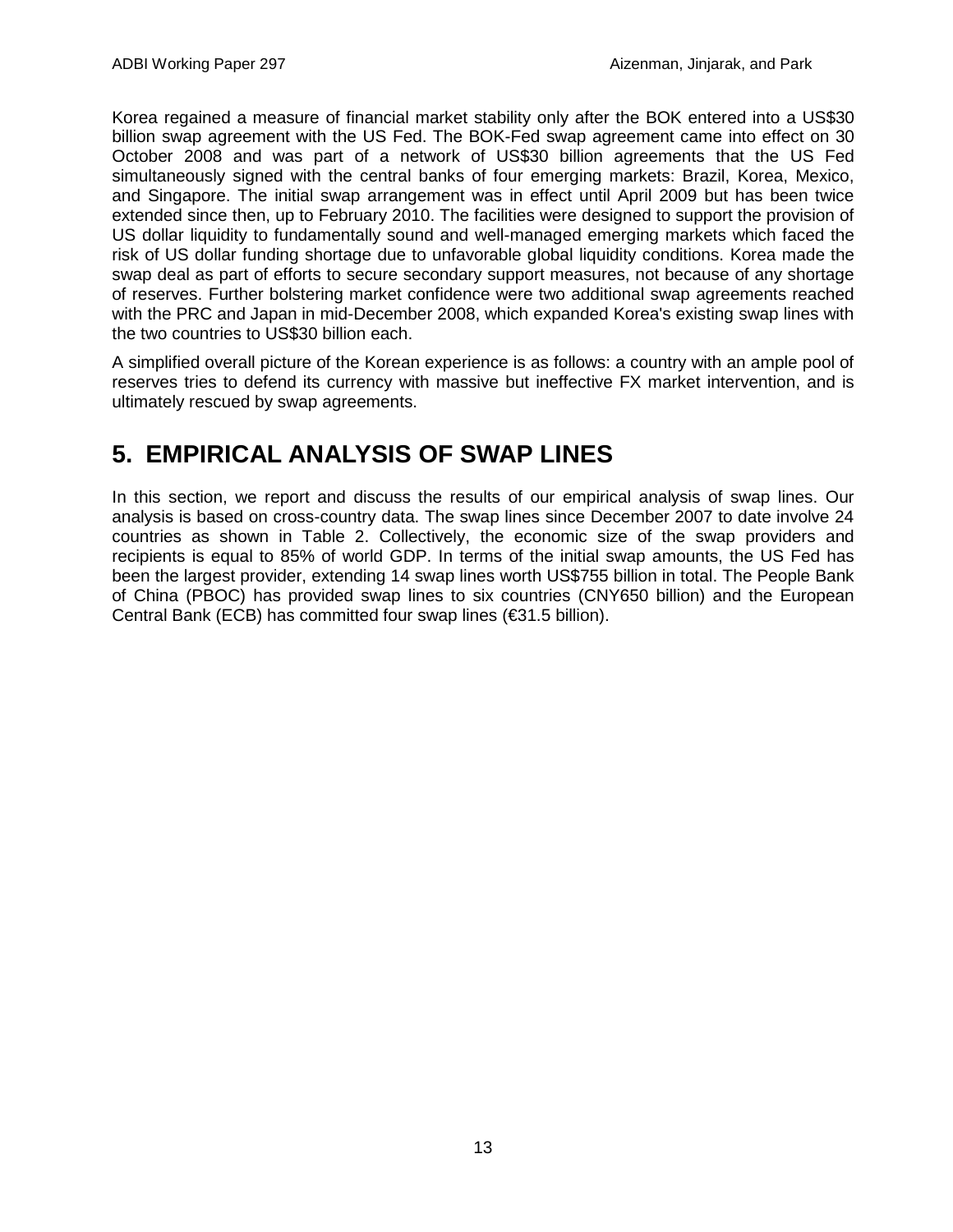Korea regained a measure of financial market stability only after the BOK entered into a US$30 billion swap agreement with the US Fed. The BOK-Fed swap agreement came into effect on 30 October 2008 and was part of a network of US$30 billion agreements that the US Fed simultaneously signed with the central banks of four emerging markets: Brazil, Korea, Mexico, and Singapore. The initial swap arrangement was in effect until April 2009 but has been twice extended since then, up to February 2010. The facilities were designed to support the provision of US dollar liquidity to fundamentally sound and well-managed emerging markets which faced the risk of US dollar funding shortage due to unfavorable global liquidity conditions. Korea made the swap deal as part of efforts to secure secondary support measures, not because of any shortage of reserves. Further bolstering market confidence were two additional swap agreements reached with the PRC and Japan in mid-December 2008, which expanded Korea's existing swap lines with the two countries to US$30 billion each.

A simplified overall picture of the Korean experience is as follows: a country with an ample pool of reserves tries to defend its currency with massive but ineffective FX market intervention, and is ultimately rescued by swap agreements.

# 5. EMPIRICAL ANALYSIS OF SWAP LINES

In this section, we report and discuss the results of our empirical analysis of swap lines. Our analysis is based on cross-country data. The swap lines since December 2007 to date involve 24 countries as shown in Table 2. Collectively, the economic size of the swap providers and recipients is equal to 85% of world GDP. In terms of the initial swap amounts, the US Fed has been the largest provider, extending 14 swap lines worth US$755 billion in total. The People Bank of China (PBOC) has provided swap lines to six countries (CNY650 billion) and the European Central Bank (ECB) has committed four swap lines (€31.5 billion).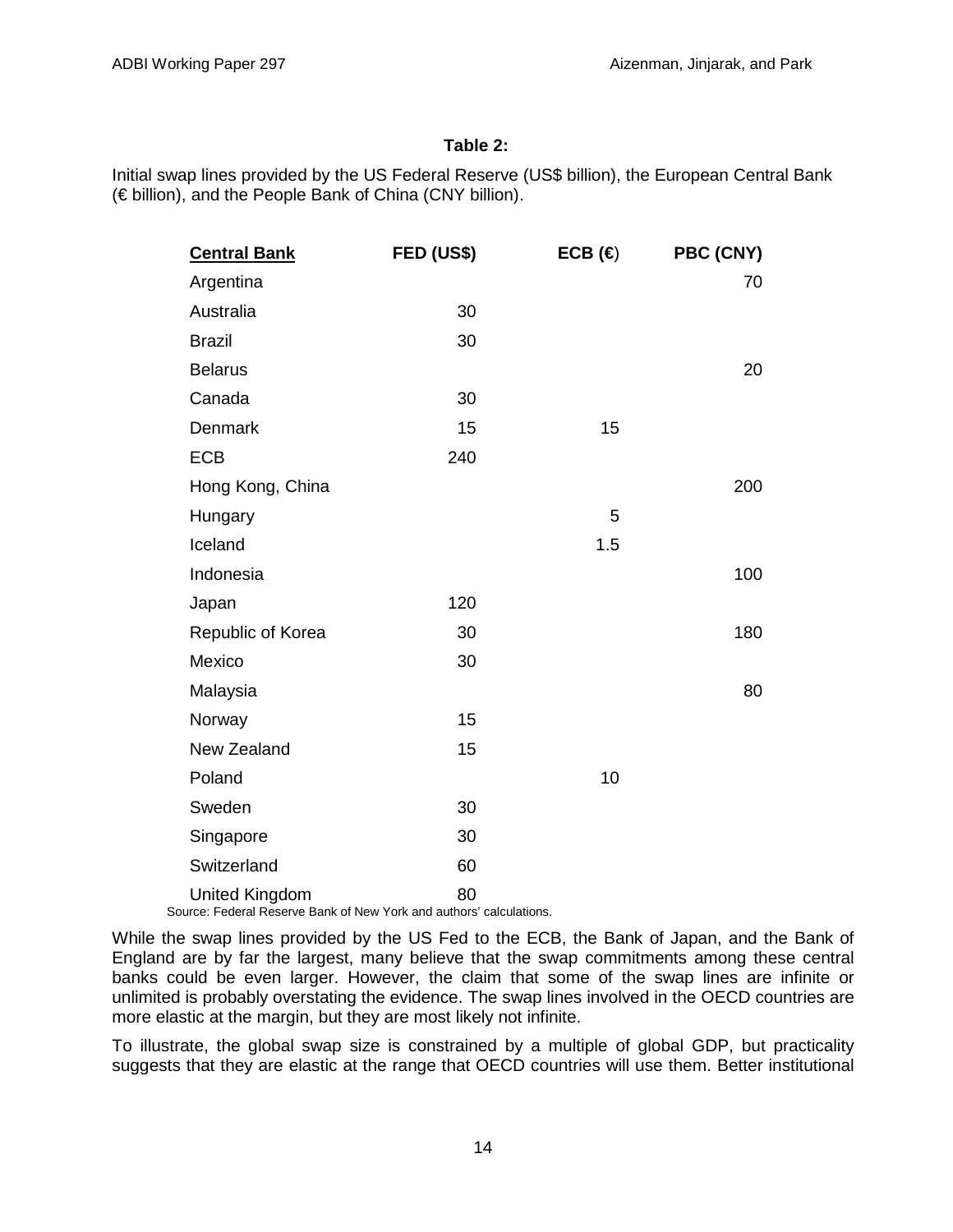**Table 2:**

Initial swap lines provided by the US Federal Reserve (US$ billion), the European Central Bank (€ billion), and the People Bank of China (CNY billion).

| Central Bank | FED (US$) | ECB (€) | PBC (CNY) |
|---|---|---|---|
| Argentina | | | 70 |
| Australia | 30 | | |
| Brazil | 30 | | |
| Belarus | | | 20 |
| Canada | 30 | | |
| Denmark | 15 | 15 | |
| ECB | 240 | | |
| Hong Kong, China | | | 200 |
| Hungary | | 5 | |
| Iceland | | 1.5 | |
| Indonesia | | | 100 |
| Japan | 120 | | |
| Republic of Korea | 30 | | 180 |
| Mexico | 30 | | |
| Malaysia | | | 80 |
| Norway | 15 | | |
| New Zealand | 15 | | |
| Poland | | 10 | |
| Sweden | 30 | | |
| Singapore | 30 | | |
| Switzerland | 60 | | |
| United Kingdom | 80 | | |

Source: Federal Reserve Bank of New York and authors' calculations.

While the swap lines provided by the US Fed to the ECB, the Bank of Japan, and the Bank of England are by far the largest, many believe that the swap commitments among these central banks could be even larger. However, the claim that some of the swap lines are infinite or unlimited is probably overstating the evidence. The swap lines involved in the OECD countries are more elastic at the margin, but they are most likely not infinite.

To illustrate, the global swap size is constrained by a multiple of global GDP, but practicality suggests that they are elastic at the range that OECD countries will use them. Better institutional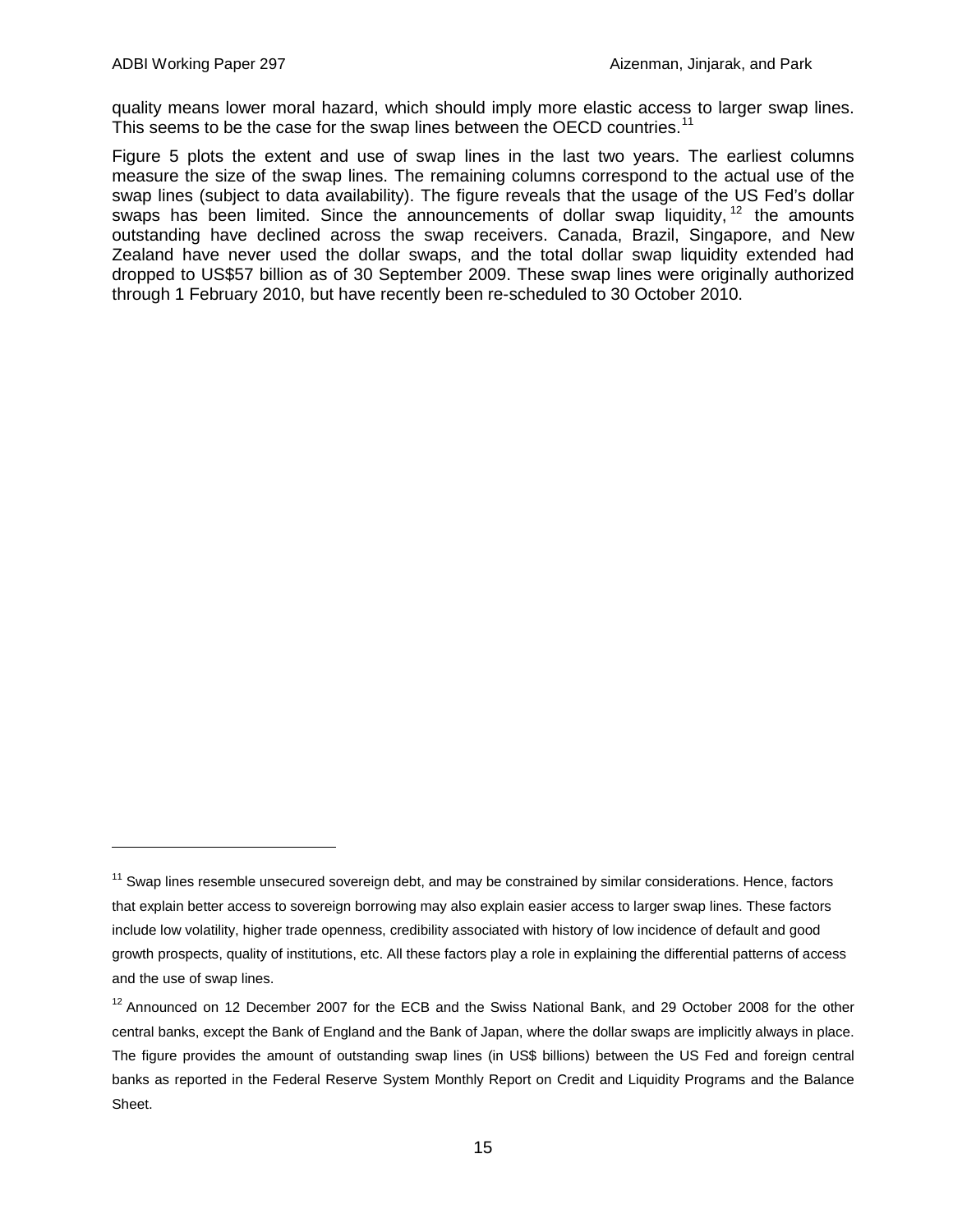quality means lower moral hazard, which should imply more elastic access to larger swap lines. This seems to be the case for the swap lines between the OECD countries.[11]

Figure 5 plots the extent and use of swap lines in the last two years. The earliest columns measure the size of the swap lines. The remaining columns correspond to the actual use of the swap lines (subject to data availability). The figure reveals that the usage of the US Fed's dollar swaps has been limited. Since the announcements of dollar swap liquidity,[12] the amounts outstanding have declined across the swap receivers. Canada, Brazil, Singapore, and New Zealand have never used the dollar swaps, and the total dollar swap liquidity extended had dropped to US$57 billion as of 30 September 2009. These swap lines were originally authorized through 1 February 2010, but have recently been re-scheduled to 30 October 2010.

---

[11] Swap lines resemble unsecured sovereign debt, and may be constrained by similar considerations. Hence, factors that explain better access to sovereign borrowing may also explain easier access to larger swap lines. These factors include low volatility, higher trade openness, credibility associated with history of low incidence of default and good growth prospects, quality of institutions, etc. All these factors play a role in explaining the differential patterns of access and the use of swap lines.

[12] Announced on 12 December 2007 for the ECB and the Swiss National Bank, and 29 October 2008 for the other central banks, except the Bank of England and the Bank of Japan, where the dollar swaps are implicitly always in place. The figure provides the amount of outstanding swap lines (in US$ billions) between the US Fed and foreign central banks as reported in the Federal Reserve System Monthly Report on Credit and Liquidity Programs and the Balance Sheet.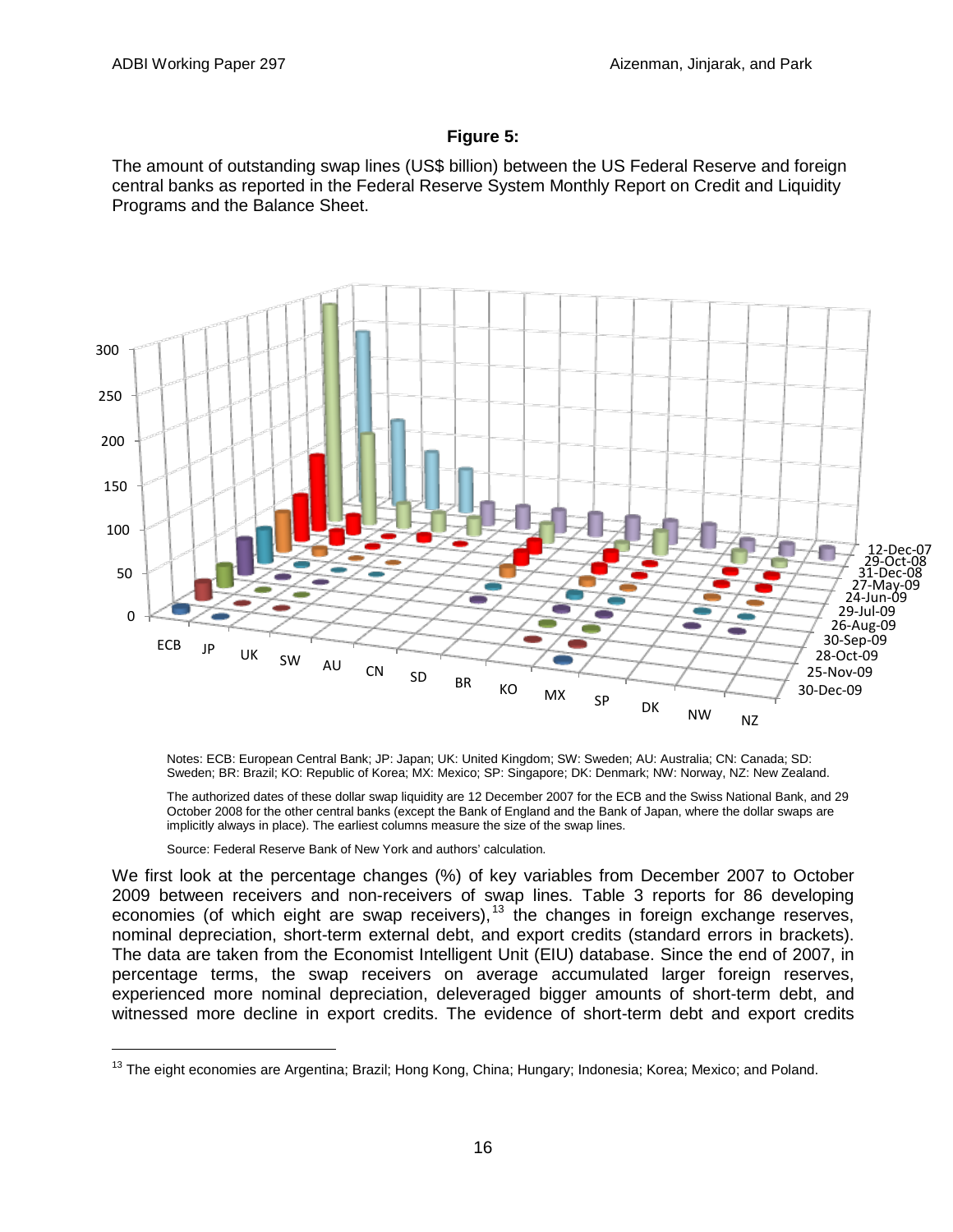**Figure 5:**

The amount of outstanding swap lines (US$ billion) between the US Federal Reserve and foreign central banks as reported in the Federal Reserve System Monthly Report on Credit and Liquidity Programs and the Balance Sheet.

Notes: ECB: European Central Bank; JP: Japan; UK: United Kingdom; SW: Sweden; AU: Australia; CN: Canada; SD: Sweden; BR: Brazil; KO: Republic of Korea; MX: Mexico; SP: Singapore; DK: Denmark; NW: Norway, NZ: New Zealand.

The authorized dates of these dollar swap liquidity are 12 December 2007 for the ECB and the Swiss National Bank, and 29 October 2008 for the other central banks (except the Bank of England and the Bank of Japan, where the dollar swaps are implicitly always in place). The earliest columns measure the size of the swap lines.

Source: Federal Reserve Bank of New York and authors' calculation.

We first look at the percentage changes (%) of key variables from December 2007 to October 2009 between receivers and non-receivers of swap lines. Table 3 reports for 86 developing economies (of which eight are swap receivers),[13] the changes in foreign exchange reserves, nominal depreciation, short-term external debt, and export credits (standard errors in brackets). The data are taken from the Economist Intelligent Unit (EIU) database. Since the end of 2007, in percentage terms, the swap receivers on average accumulated larger foreign reserves, experienced more nominal depreciation, deleveraged bigger amounts of short-term debt, and witnessed more decline in export credits. The evidence of short-term debt and export credits

[13] The eight economies are Argentina; Brazil; Hong Kong, China; Hungary; Indonesia; Korea; Mexico; and Poland.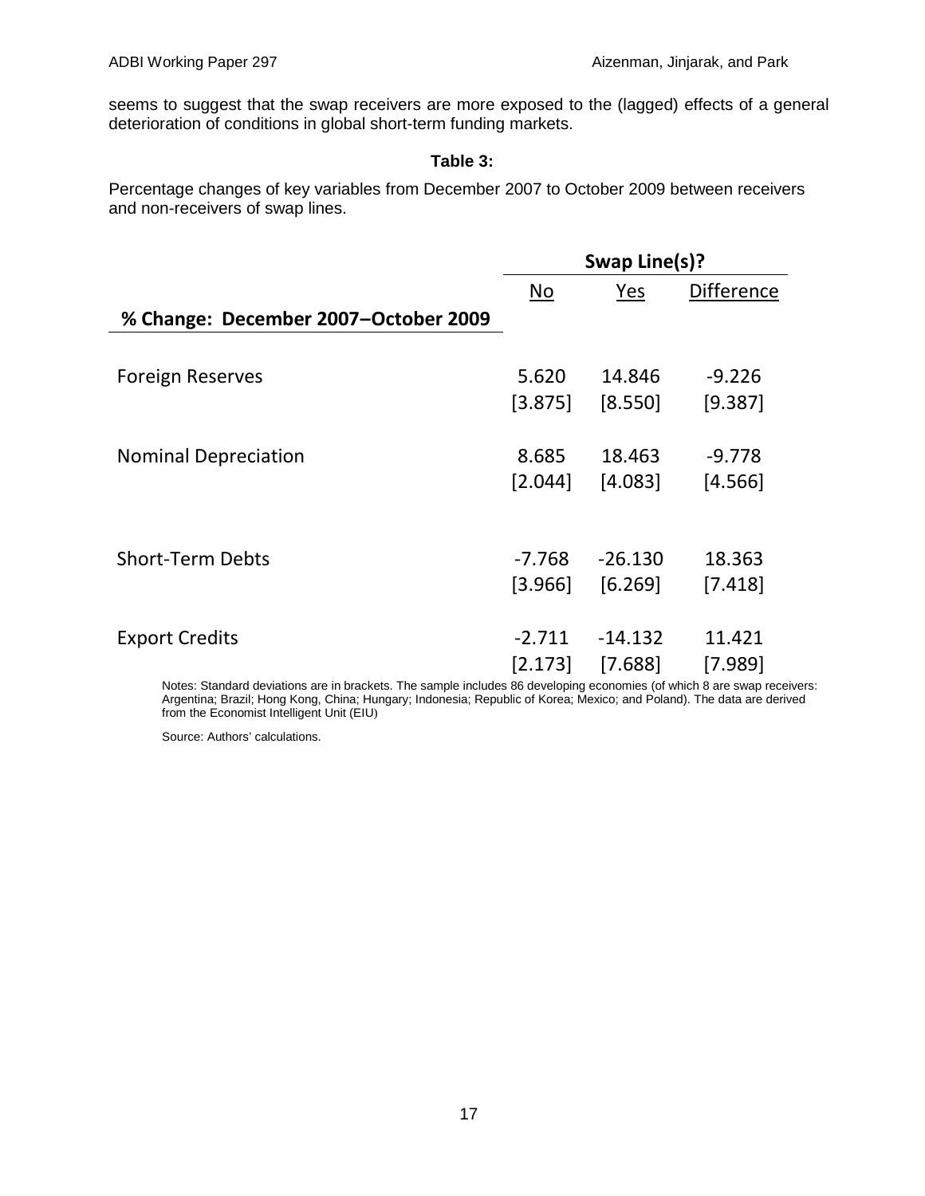seems to suggest that the swap receivers are more exposed to the (lagged) effects of a general deterioration of conditions in global short-term funding markets.

**Table 3:**

Percentage changes of key variables from December 2007 to October 2009 between receivers and non-receivers of swap lines.

| | Swap Line(s)? | | |
|---|---|---|---|
| **% Change: December 2007–October 2009** | No | Yes | Difference |
| Foreign Reserves | 5.620 | 14.846 | -9.226 |
| | [3.875] | [8.550] | [9.387] |
| Nominal Depreciation | 8.685 | 18.463 | -9.778 |
| | [2.044] | [4.083] | [4.566] |
| Short-Term Debts | -7.768 | -26.130 | 18.363 |
| | [3.966] | [6.269] | [7.418] |
| Export Credits | -2.711 | -14.132 | 11.421 |
| | [2.173] | [7.688] | [7.989] |

Notes: Standard deviations are in brackets. The sample includes 86 developing economies (of which 8 are swap receivers: Argentina; Brazil; Hong Kong, China; Hungary; Indonesia; Republic of Korea; Mexico; and Poland). The data are derived from the Economist Intelligent Unit (EIU)

Source: Authors' calculations.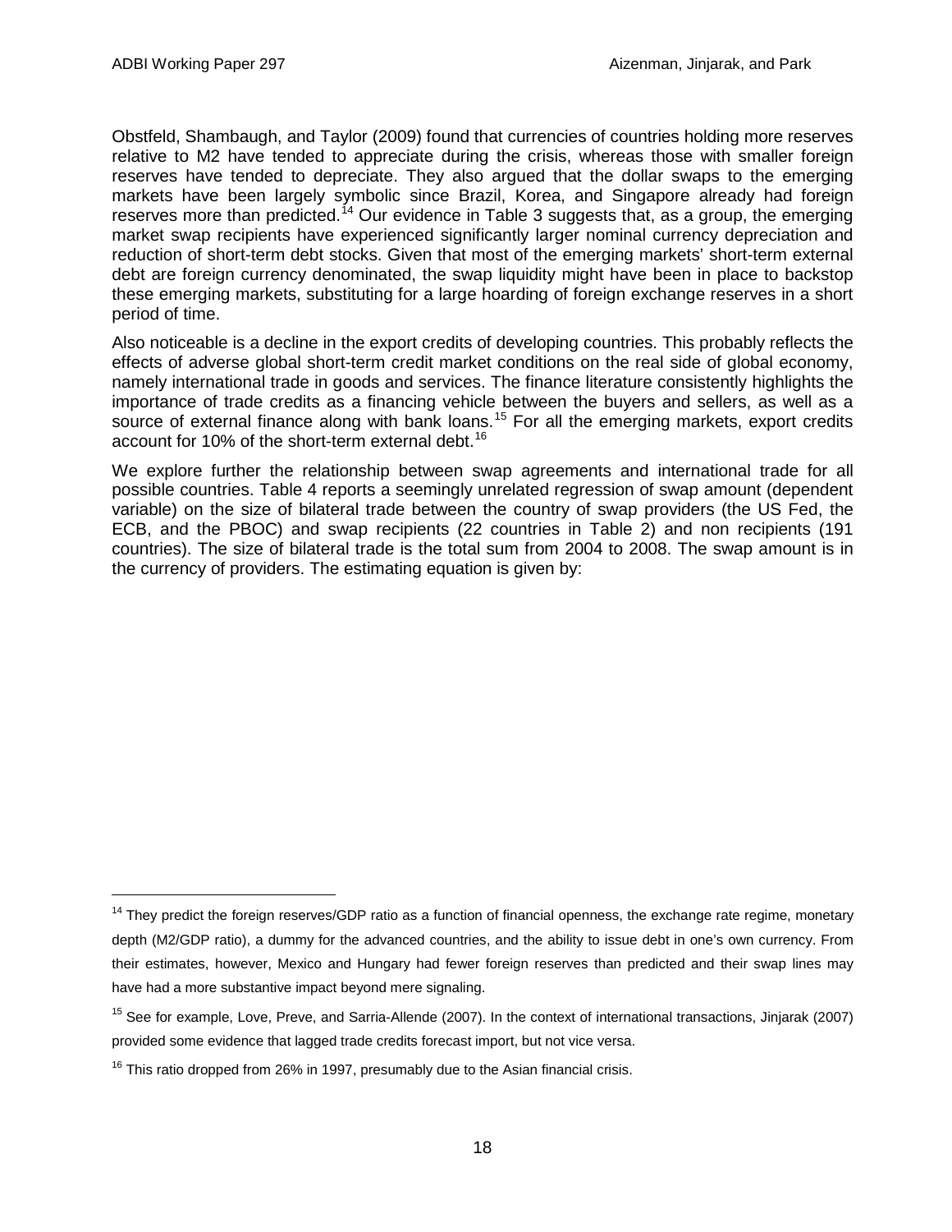Obstfeld, Shambaugh, and Taylor (2009) found that currencies of countries holding more reserves relative to M2 have tended to appreciate during the crisis, whereas those with smaller foreign reserves have tended to depreciate. They also argued that the dollar swaps to the emerging markets have been largely symbolic since Brazil, Korea, and Singapore already had foreign reserves more than predicted.[14] Our evidence in Table 3 suggests that, as a group, the emerging market swap recipients have experienced significantly larger nominal currency depreciation and reduction of short-term debt stocks. Given that most of the emerging markets' short-term external debt are foreign currency denominated, the swap liquidity might have been in place to backstop these emerging markets, substituting for a large hoarding of foreign exchange reserves in a short period of time.

Also noticeable is a decline in the export credits of developing countries. This probably reflects the effects of adverse global short-term credit market conditions on the real side of global economy, namely international trade in goods and services. The finance literature consistently highlights the importance of trade credits as a financing vehicle between the buyers and sellers, as well as a source of external finance along with bank loans.[15] For all the emerging markets, export credits account for 10% of the short-term external debt.[16]

We explore further the relationship between swap agreements and international trade for all possible countries. Table 4 reports a seemingly unrelated regression of swap amount (dependent variable) on the size of bilateral trade between the country of swap providers (the US Fed, the ECB, and the PBOC) and swap recipients (22 countries in Table 2) and non recipients (191 countries). The size of bilateral trade is the total sum from 2004 to 2008. The swap amount is in the currency of providers. The estimating equation is given by:

---

[14] They predict the foreign reserves/GDP ratio as a function of financial openness, the exchange rate regime, monetary depth (M2/GDP ratio), a dummy for the advanced countries, and the ability to issue debt in one's own currency. From their estimates, however, Mexico and Hungary had fewer foreign reserves than predicted and their swap lines may have had a more substantive impact beyond mere signaling.

[15] See for example, Love, Preve, and Sarria-Allende (2007). In the context of international transactions, Jinjarak (2007) provided some evidence that lagged trade credits forecast import, but not vice versa.

[16] This ratio dropped from 26% in 1997, presumably due to the Asian financial crisis.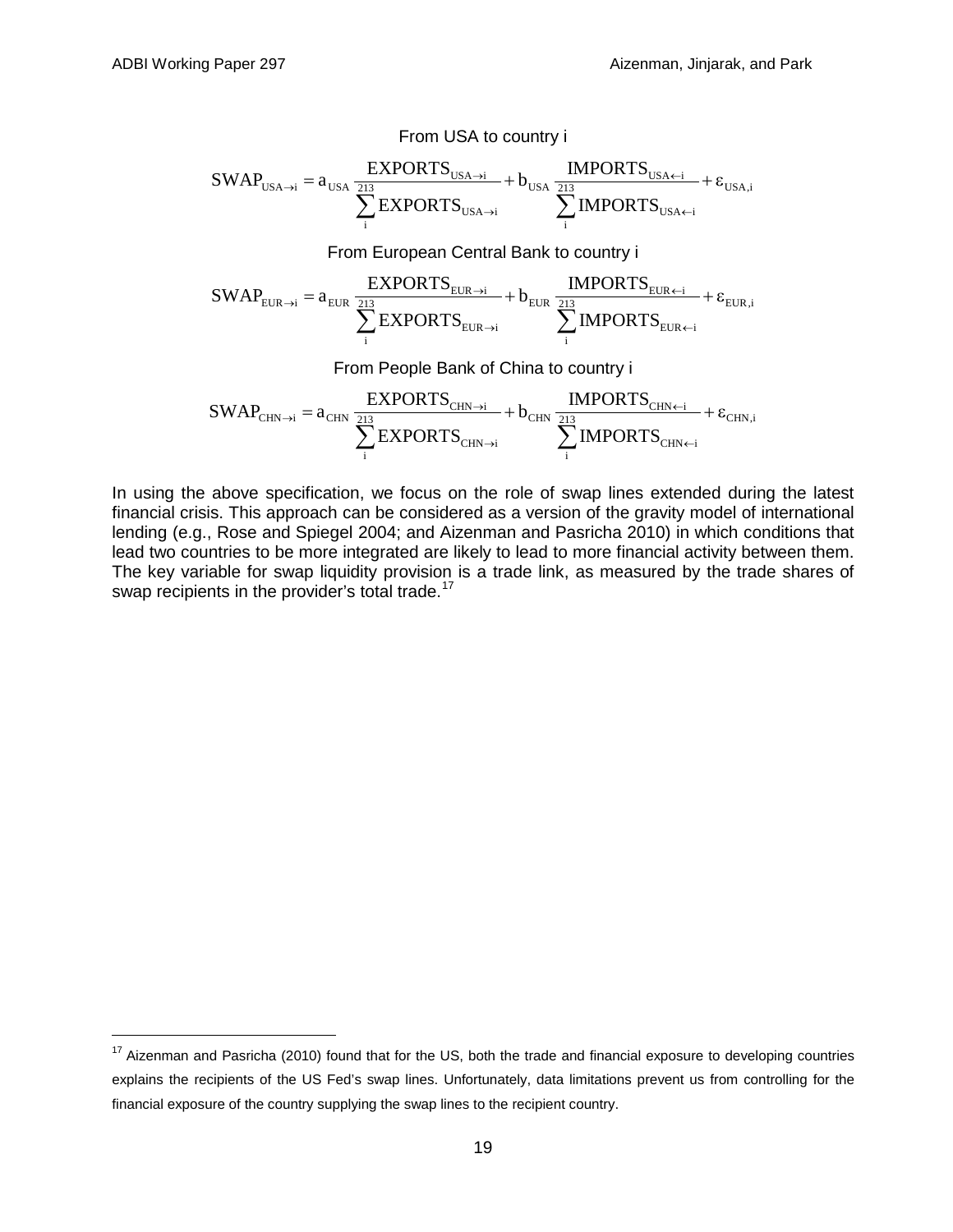From USA to country i

$$\mathrm{SWAP}_{\mathrm{USA}\to i} = a_{\mathrm{USA}} \frac{\mathrm{EXPORTS}_{\mathrm{USA}\to i}}{\sum_{i}^{213} \mathrm{EXPORTS}_{\mathrm{USA}\to i}} + b_{\mathrm{USA}} \frac{\mathrm{IMPORTS}_{\mathrm{USA}\leftarrow i}}{\sum_{i}^{213} \mathrm{IMPORTS}_{\mathrm{USA}\leftarrow i}} + \varepsilon_{\mathrm{USA},i}$$

From European Central Bank to country i

$$\mathrm{SWAP}_{\mathrm{EUR}\to i} = a_{\mathrm{EUR}} \frac{\mathrm{EXPORTS}_{\mathrm{EUR}\to i}}{\sum_{i}^{213} \mathrm{EXPORTS}_{\mathrm{EUR}\to i}} + b_{\mathrm{EUR}} \frac{\mathrm{IMPORTS}_{\mathrm{EUR}\leftarrow i}}{\sum_{i}^{213} \mathrm{IMPORTS}_{\mathrm{EUR}\leftarrow i}} + \varepsilon_{\mathrm{EUR},i}$$

From People Bank of China to country i

$$\mathrm{SWAP}_{\mathrm{CHN}\to i} = a_{\mathrm{CHN}} \frac{\mathrm{EXPORTS}_{\mathrm{CHN}\to i}}{\sum_{i}^{213} \mathrm{EXPORTS}_{\mathrm{CHN}\to i}} + b_{\mathrm{CHN}} \frac{\mathrm{IMPORTS}_{\mathrm{CHN}\leftarrow i}}{\sum_{i}^{213} \mathrm{IMPORTS}_{\mathrm{CHN}\leftarrow i}} + \varepsilon_{\mathrm{CHN},i}$$

In using the above specification, we focus on the role of swap lines extended during the latest financial crisis. This approach can be considered as a version of the gravity model of international lending (e.g., Rose and Spiegel 2004; and Aizenman and Pasricha 2010) in which conditions that lead two countries to be more integrated are likely to lead to more financial activity between them. The key variable for swap liquidity provision is a trade link, as measured by the trade shares of swap recipients in the provider's total trade.[17]

[17] Aizenman and Pasricha (2010) found that for the US, both the trade and financial exposure to developing countries explains the recipients of the US Fed's swap lines. Unfortunately, data limitations prevent us from controlling for the financial exposure of the country supplying the swap lines to the recipient country.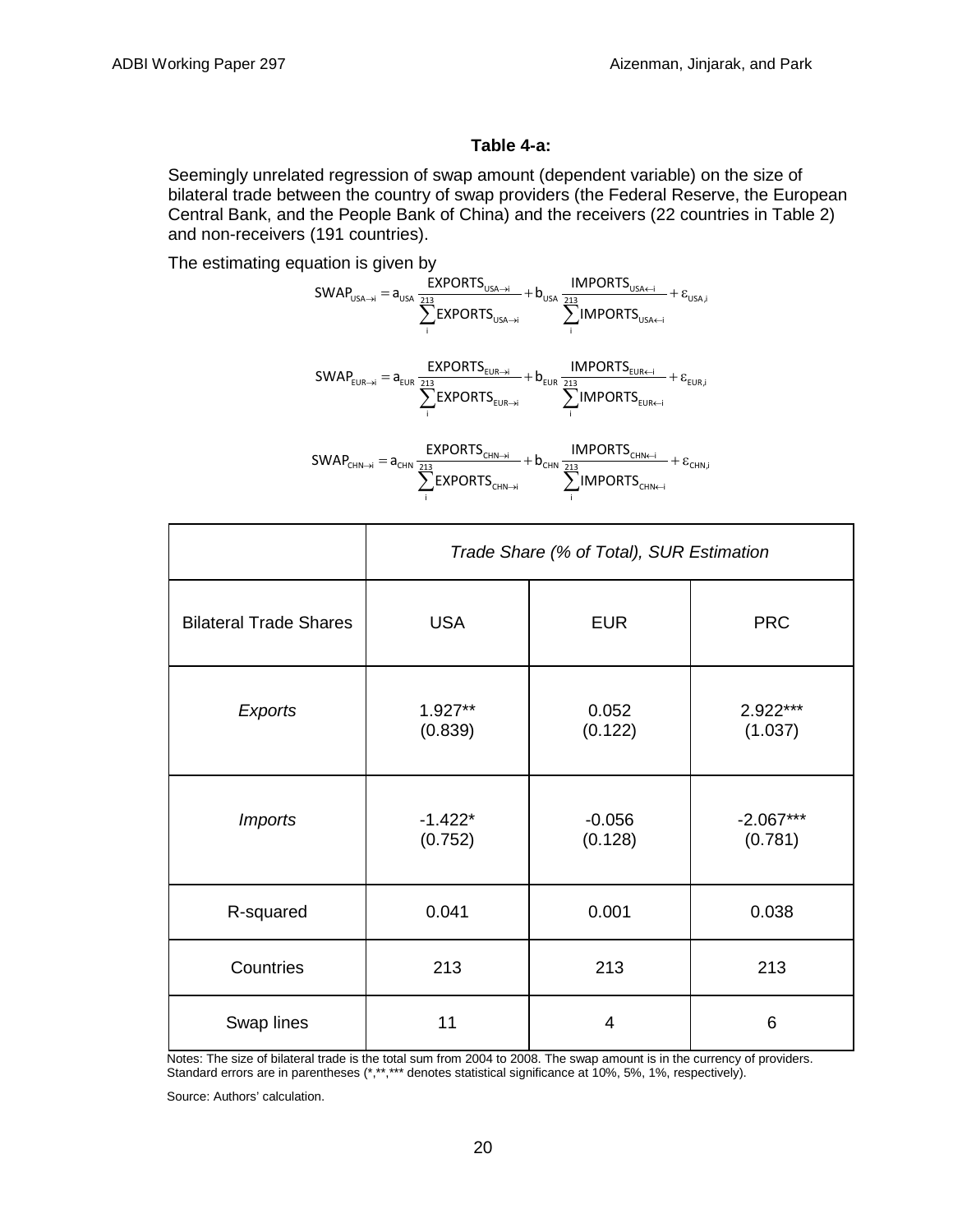**Table 4-a:**

Seemingly unrelated regression of swap amount (dependent variable) on the size of bilateral trade between the country of swap providers (the Federal Reserve, the European Central Bank, and the People Bank of China) and the receivers (22 countries in Table 2) and non-receivers (191 countries).

The estimating equation is given by

$$SWAP_{USA \to i} = a_{USA} \frac{EXPORTS_{USA \to i}}{\sum_{i}^{213} EXPORTS_{USA \to i}} + b_{USA} \frac{IMPORTS_{USA \leftarrow i}}{\sum_{i}^{213} IMPORTS_{USA \leftarrow i}} + \varepsilon_{USA,i}$$

$$SWAP_{EUR \to i} = a_{EUR} \frac{EXPORTS_{EUR \to i}}{\sum_{i}^{213} EXPORTS_{EUR \to i}} + b_{EUR} \frac{IMPORTS_{EUR \leftarrow i}}{\sum_{i}^{213} IMPORTS_{EUR \leftarrow i}} + \varepsilon_{EUR,i}$$

$$SWAP_{CHN \to i} = a_{CHN} \frac{EXPORTS_{CHN \to i}}{\sum_{i}^{213} EXPORTS_{CHN \to i}} + b_{CHN} \frac{IMPORTS_{CHN \leftarrow i}}{\sum_{i}^{213} IMPORTS_{CHN \leftarrow i}} + \varepsilon_{CHN,i}$$

| | *Trade Share (% of Total), SUR Estimation* | | |
|---|---|---|---|
| Bilateral Trade Shares | USA | EUR | PRC |
| *Exports* | 1.927** (0.839) | 0.052 (0.122) | 2.922*** (1.037) |
| *Imports* | -1.422* (0.752) | -0.056 (0.128) | -2.067*** (0.781) |
| R-squared | 0.041 | 0.001 | 0.038 |
| Countries | 213 | 213 | 213 |
| Swap lines | 11 | 4 | 6 |

Notes: The size of bilateral trade is the total sum from 2004 to 2008. The swap amount is in the currency of providers. Standard errors are in parentheses (*,**,*** denotes statistical significance at 10%, 5%, 1%, respectively).

Source: Authors' calculation.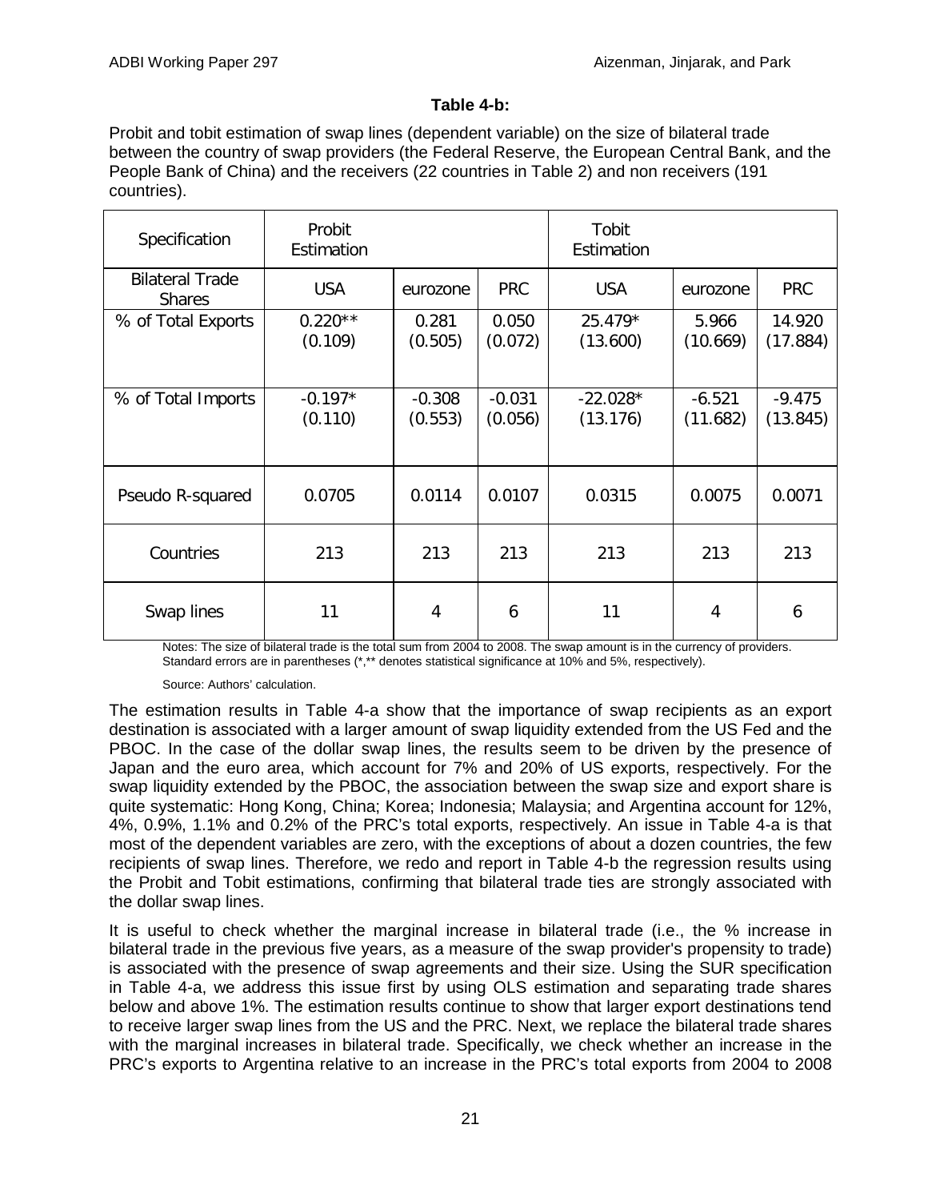**Table 4-b:**

Probit and tobit estimation of swap lines (dependent variable) on the size of bilateral trade between the country of swap providers (the Federal Reserve, the European Central Bank, and the People Bank of China) and the receivers (22 countries in Table 2) and non receivers (191 countries).

| Specification | Probit Estimation | | | Tobit Estimation | | |
|---|---|---|---|---|---|---|
| Bilateral Trade Shares | USA | eurozone | PRC | USA | eurozone | PRC |
| % of Total Exports | 0.220** (0.109) | 0.281 (0.505) | 0.050 (0.072) | 25.479* (13.600) | 5.966 (10.669) | 14.920 (17.884) |
| % of Total Imports | -0.197* (0.110) | -0.308 (0.553) | -0.031 (0.056) | -22.028* (13.176) | -6.521 (11.682) | -9.475 (13.845) |
| Pseudo R-squared | 0.0705 | 0.0114 | 0.0107 | 0.0315 | 0.0075 | 0.0071 |
| Countries | 213 | 213 | 213 | 213 | 213 | 213 |
| Swap lines | 11 | 4 | 6 | 11 | 4 | 6 |

Notes: The size of bilateral trade is the total sum from 2004 to 2008. The swap amount is in the currency of providers. Standard errors are in parentheses (*,** denotes statistical significance at 10% and 5%, respectively).

Source: Authors' calculation.

The estimation results in Table 4-a show that the importance of swap recipients as an export destination is associated with a larger amount of swap liquidity extended from the US Fed and the PBOC. In the case of the dollar swap lines, the results seem to be driven by the presence of Japan and the euro area, which account for 7% and 20% of US exports, respectively. For the swap liquidity extended by the PBOC, the association between the swap size and export share is quite systematic: Hong Kong, China; Korea; Indonesia; Malaysia; and Argentina account for 12%, 4%, 0.9%, 1.1% and 0.2% of the PRC's total exports, respectively. An issue in Table 4-a is that most of the dependent variables are zero, with the exceptions of about a dozen countries, the few recipients of swap lines. Therefore, we redo and report in Table 4-b the regression results using the Probit and Tobit estimations, confirming that bilateral trade ties are strongly associated with the dollar swap lines.

It is useful to check whether the marginal increase in bilateral trade (i.e., the % increase in bilateral trade in the previous five years, as a measure of the swap provider's propensity to trade) is associated with the presence of swap agreements and their size. Using the SUR specification in Table 4-a, we address this issue first by using OLS estimation and separating trade shares below and above 1%. The estimation results continue to show that larger export destinations tend to receive larger swap lines from the US and the PRC. Next, we replace the bilateral trade shares with the marginal increases in bilateral trade. Specifically, we check whether an increase in the PRC's exports to Argentina relative to an increase in the PRC's total exports from 2004 to 2008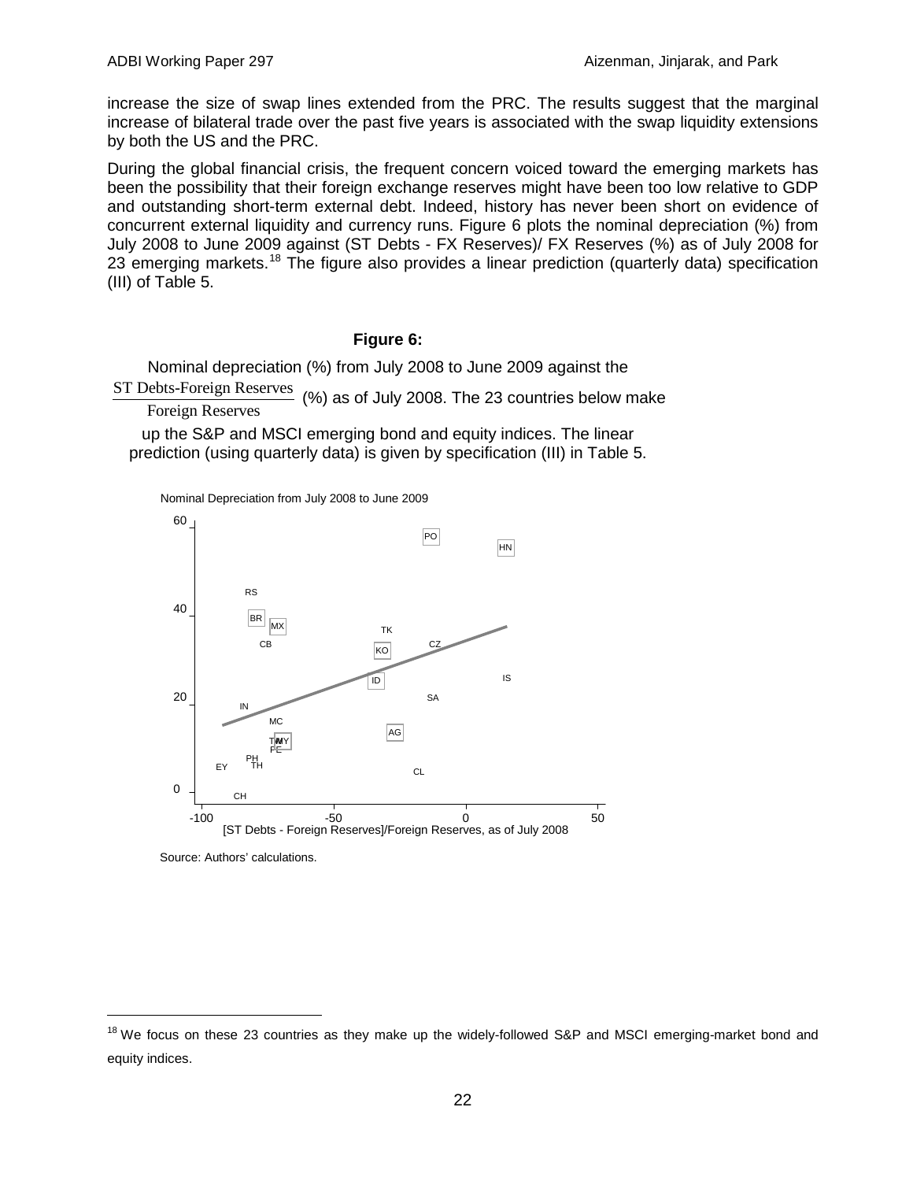increase the size of swap lines extended from the PRC. The results suggest that the marginal increase of bilateral trade over the past five years is associated with the swap liquidity extensions by both the US and the PRC.

During the global financial crisis, the frequent concern voiced toward the emerging markets has been the possibility that their foreign exchange reserves might have been too low relative to GDP and outstanding short-term external debt. Indeed, history has never been short on evidence of concurrent external liquidity and currency runs. Figure 6 plots the nominal depreciation (%) from July 2008 to June 2009 against (ST Debts - FX Reserves)/ FX Reserves (%) as of July 2008 for 23 emerging markets.[18] The figure also provides a linear prediction (quarterly data) specification (III) of Table 5.

**Figure 6:**

Nominal depreciation (%) from July 2008 to June 2009 against the $\frac{\text{ST Debts-Foreign Reserves}}{\text{Foreign Reserves}}$ (%) as of July 2008. The 23 countries below make up the S&P and MSCI emerging bond and equity indices. The linear prediction (using quarterly data) is given by specification (III) in Table 5.

Nominal Depreciation from July 2008 to June 2009

[ST Debts - Foreign Reserves]/Foreign Reserves, as of July 2008

Source: Authors' calculations.

[18] We focus on these 23 countries as they make up the widely-followed S&P and MSCI emerging-market bond and equity indices.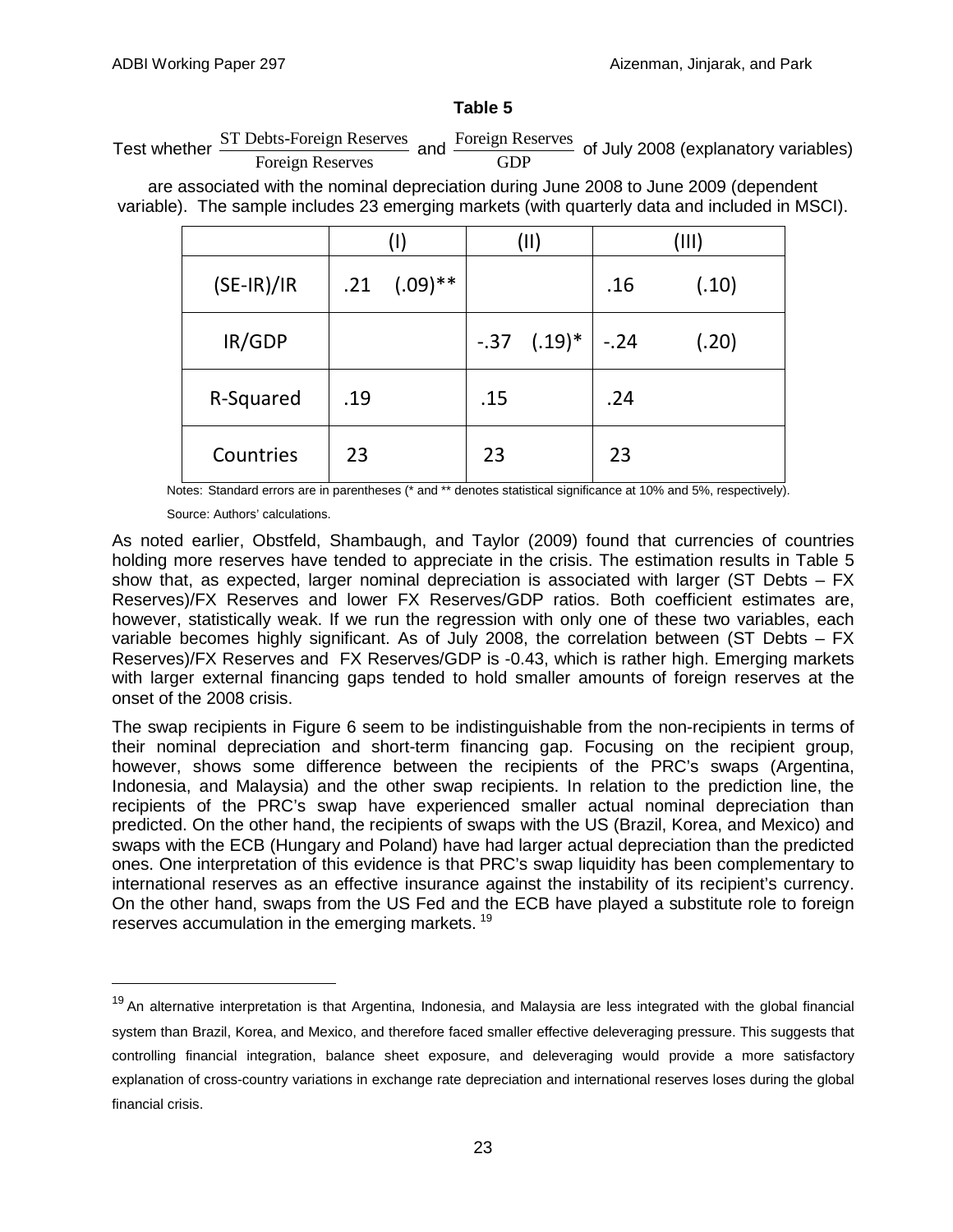**Table 5**

Test whether $\frac{\text{ST Debts-Foreign Reserves}}{\text{Foreign Reserves}}$ and $\frac{\text{Foreign Reserves}}{\text{GDP}}$ of July 2008 (explanatory variables) are associated with the nominal depreciation during June 2008 to June 2009 (dependent variable). The sample includes 23 emerging markets (with quarterly data and included in MSCI).

| | (I) | (II) | (III) |
|---|---|---|---|
| (SE-IR)/IR | .21 (.09)** | | .16 (.10) |
| IR/GDP | | -.37 (.19)* | -.24 (.20) |
| R-Squared | .19 | .15 | .24 |
| Countries | 23 | 23 | 23 |

Notes: Standard errors are in parentheses (* and ** denotes statistical significance at 10% and 5%, respectively).

Source: Authors' calculations.

As noted earlier, Obstfeld, Shambaugh, and Taylor (2009) found that currencies of countries holding more reserves have tended to appreciate in the crisis. The estimation results in Table 5 show that, as expected, larger nominal depreciation is associated with larger (ST Debts – FX Reserves)/FX Reserves and lower FX Reserves/GDP ratios. Both coefficient estimates are, however, statistically weak. If we run the regression with only one of these two variables, each variable becomes highly significant. As of July 2008, the correlation between (ST Debts – FX Reserves)/FX Reserves and FX Reserves/GDP is -0.43, which is rather high. Emerging markets with larger external financing gaps tended to hold smaller amounts of foreign reserves at the onset of the 2008 crisis.

The swap recipients in Figure 6 seem to be indistinguishable from the non-recipients in terms of their nominal depreciation and short-term financing gap. Focusing on the recipient group, however, shows some difference between the recipients of the PRC's swaps (Argentina, Indonesia, and Malaysia) and the other swap recipients. In relation to the prediction line, the recipients of the PRC's swap have experienced smaller actual nominal depreciation than predicted. On the other hand, the recipients of swaps with the US (Brazil, Korea, and Mexico) and swaps with the ECB (Hungary and Poland) have had larger actual depreciation than the predicted ones. One interpretation of this evidence is that PRC's swap liquidity has been complementary to international reserves as an effective insurance against the instability of its recipient's currency. On the other hand, swaps from the US Fed and the ECB have played a substitute role to foreign reserves accumulation in the emerging markets. [19]

[19] An alternative interpretation is that Argentina, Indonesia, and Malaysia are less integrated with the global financial system than Brazil, Korea, and Mexico, and therefore faced smaller effective deleveraging pressure. This suggests that controlling financial integration, balance sheet exposure, and deleveraging would provide a more satisfactory explanation of cross-country variations in exchange rate depreciation and international reserves loses during the global financial crisis.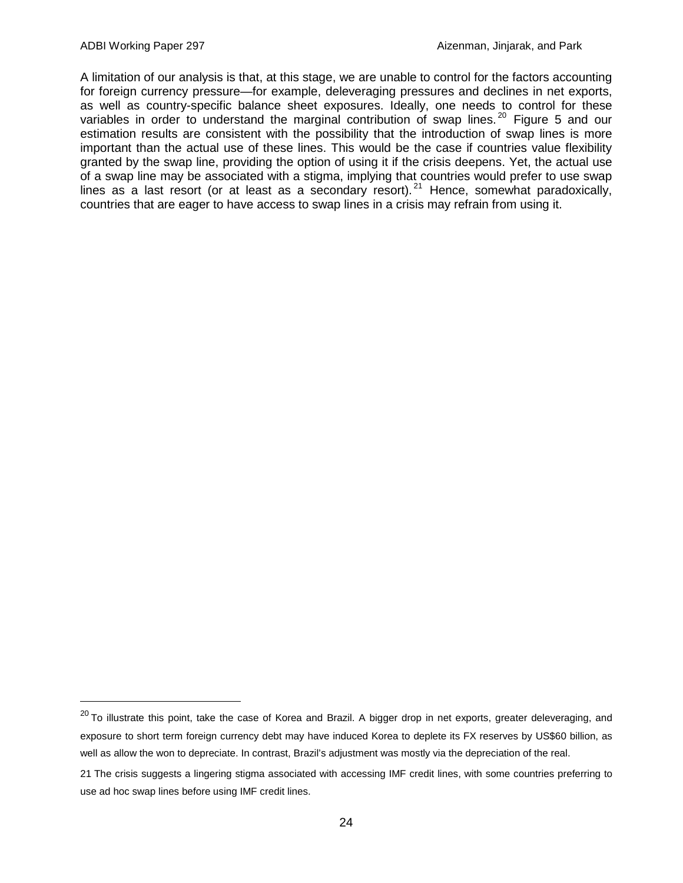A limitation of our analysis is that, at this stage, we are unable to control for the factors accounting for foreign currency pressure—for example, deleveraging pressures and declines in net exports, as well as country-specific balance sheet exposures. Ideally, one needs to control for these variables in order to understand the marginal contribution of swap lines.[20] Figure 5 and our estimation results are consistent with the possibility that the introduction of swap lines is more important than the actual use of these lines. This would be the case if countries value flexibility granted by the swap line, providing the option of using it if the crisis deepens. Yet, the actual use of a swap line may be associated with a stigma, implying that countries would prefer to use swap lines as a last resort (or at least as a secondary resort).[21] Hence, somewhat paradoxically, countries that are eager to have access to swap lines in a crisis may refrain from using it.

---

[20] To illustrate this point, take the case of Korea and Brazil. A bigger drop in net exports, greater deleveraging, and exposure to short term foreign currency debt may have induced Korea to deplete its FX reserves by US$60 billion, as well as allow the won to depreciate. In contrast, Brazil's adjustment was mostly via the depreciation of the real.

[21] The crisis suggests a lingering stigma associated with accessing IMF credit lines, with some countries preferring to use ad hoc swap lines before using IMF credit lines.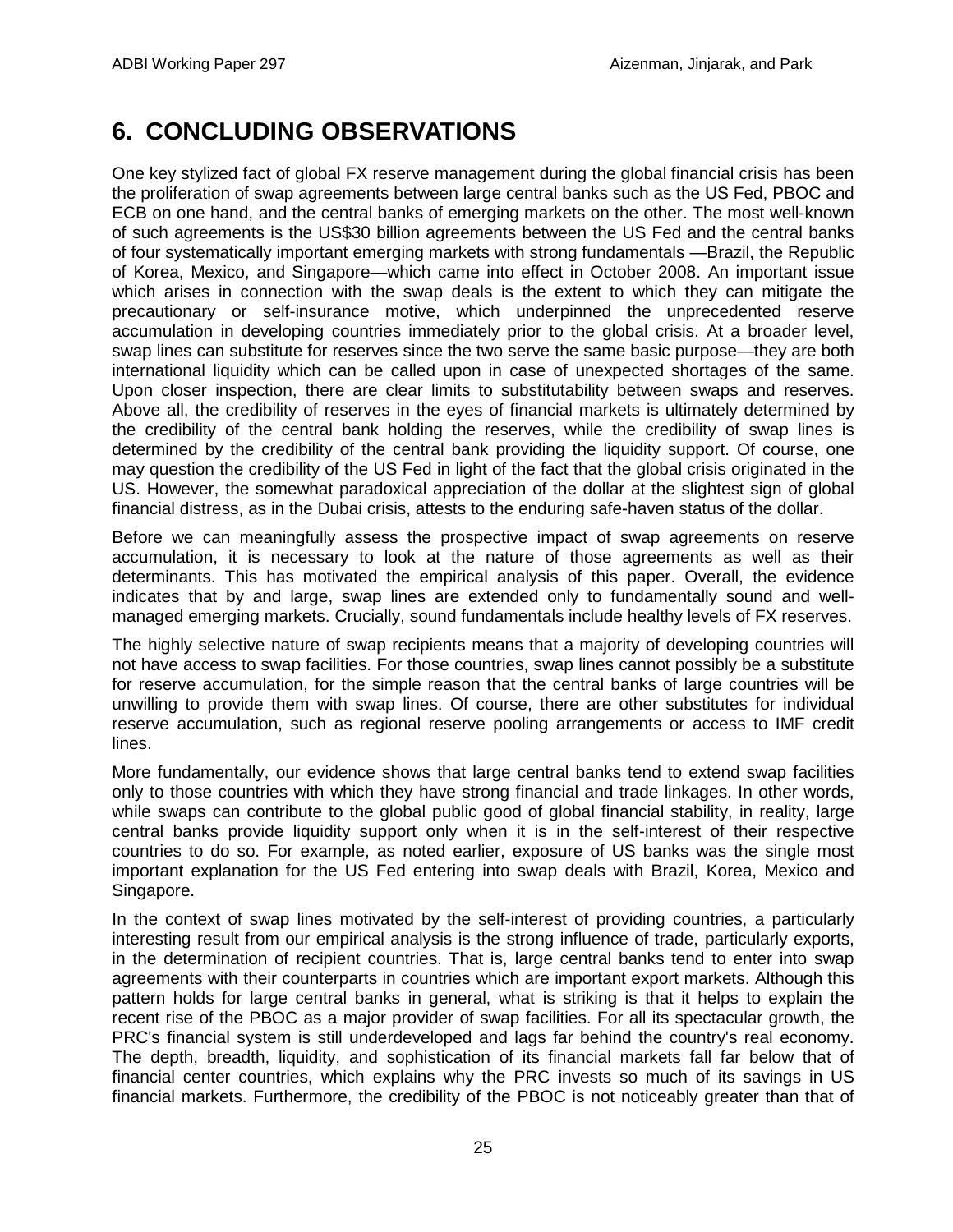## 6. CONCLUDING OBSERVATIONS

One key stylized fact of global FX reserve management during the global financial crisis has been the proliferation of swap agreements between large central banks such as the US Fed, PBOC and ECB on one hand, and the central banks of emerging markets on the other. The most well-known of such agreements is the US$30 billion agreements between the US Fed and the central banks of four systematically important emerging markets with strong fundamentals —Brazil, the Republic of Korea, Mexico, and Singapore—which came into effect in October 2008. An important issue which arises in connection with the swap deals is the extent to which they can mitigate the precautionary or self-insurance motive, which underpinned the unprecedented reserve accumulation in developing countries immediately prior to the global crisis. At a broader level, swap lines can substitute for reserves since the two serve the same basic purpose—they are both international liquidity which can be called upon in case of unexpected shortages of the same. Upon closer inspection, there are clear limits to substitutability between swaps and reserves. Above all, the credibility of reserves in the eyes of financial markets is ultimately determined by the credibility of the central bank holding the reserves, while the credibility of swap lines is determined by the credibility of the central bank providing the liquidity support. Of course, one may question the credibility of the US Fed in light of the fact that the global crisis originated in the US. However, the somewhat paradoxical appreciation of the dollar at the slightest sign of global financial distress, as in the Dubai crisis, attests to the enduring safe-haven status of the dollar.

Before we can meaningfully assess the prospective impact of swap agreements on reserve accumulation, it is necessary to look at the nature of those agreements as well as their determinants. This has motivated the empirical analysis of this paper. Overall, the evidence indicates that by and large, swap lines are extended only to fundamentally sound and well-managed emerging markets. Crucially, sound fundamentals include healthy levels of FX reserves.

The highly selective nature of swap recipients means that a majority of developing countries will not have access to swap facilities. For those countries, swap lines cannot possibly be a substitute for reserve accumulation, for the simple reason that the central banks of large countries will be unwilling to provide them with swap lines. Of course, there are other substitutes for individual reserve accumulation, such as regional reserve pooling arrangements or access to IMF credit lines.

More fundamentally, our evidence shows that large central banks tend to extend swap facilities only to those countries with which they have strong financial and trade linkages. In other words, while swaps can contribute to the global public good of global financial stability, in reality, large central banks provide liquidity support only when it is in the self-interest of their respective countries to do so. For example, as noted earlier, exposure of US banks was the single most important explanation for the US Fed entering into swap deals with Brazil, Korea, Mexico and Singapore.

In the context of swap lines motivated by the self-interest of providing countries, a particularly interesting result from our empirical analysis is the strong influence of trade, particularly exports, in the determination of recipient countries. That is, large central banks tend to enter into swap agreements with their counterparts in countries which are important export markets. Although this pattern holds for large central banks in general, what is striking is that it helps to explain the recent rise of the PBOC as a major provider of swap facilities. For all its spectacular growth, the PRC's financial system is still underdeveloped and lags far behind the country's real economy. The depth, breadth, liquidity, and sophistication of its financial markets fall far below that of financial center countries, which explains why the PRC invests so much of its savings in US financial markets. Furthermore, the credibility of the PBOC is not noticeably greater than that of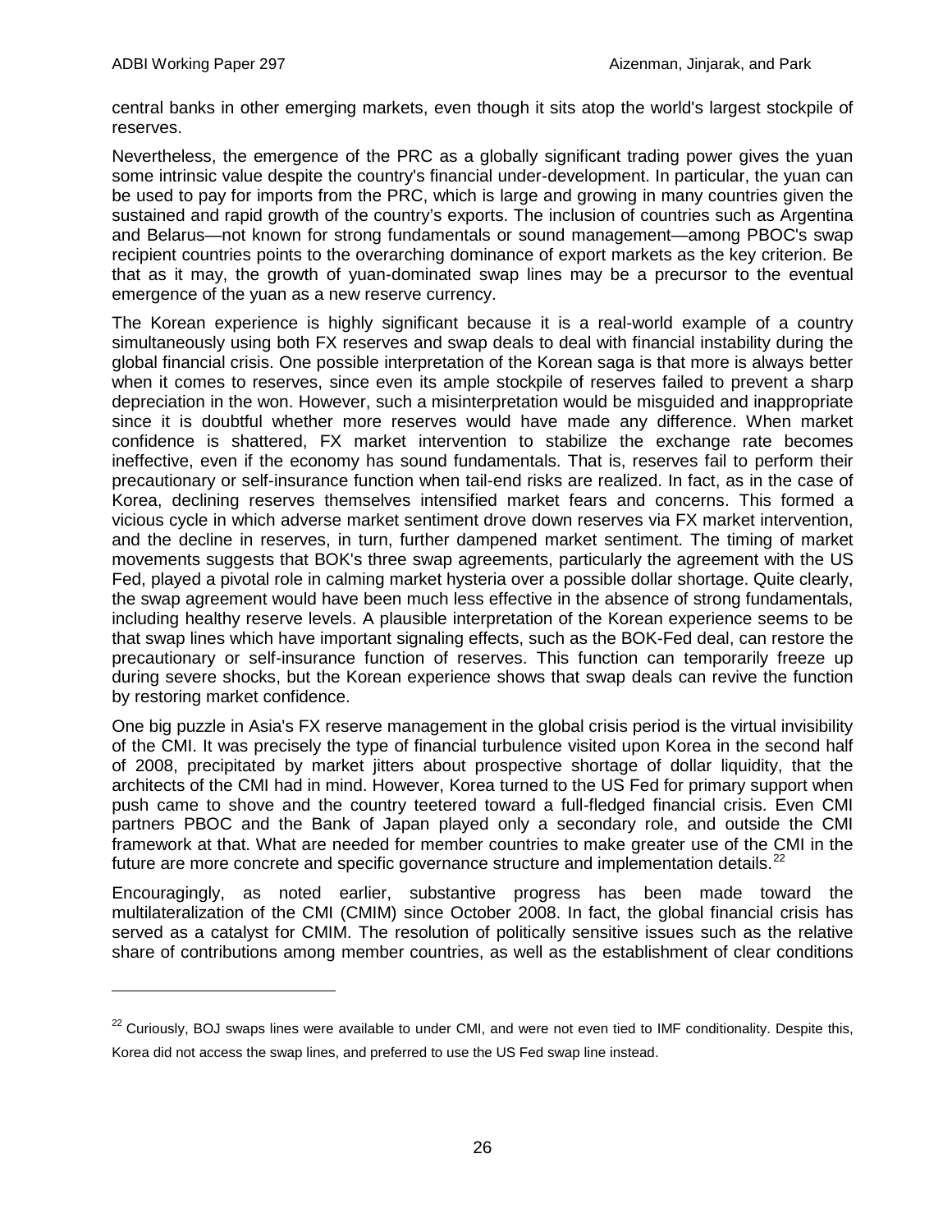central banks in other emerging markets, even though it sits atop the world's largest stockpile of reserves.

Nevertheless, the emergence of the PRC as a globally significant trading power gives the yuan some intrinsic value despite the country's financial under-development. In particular, the yuan can be used to pay for imports from the PRC, which is large and growing in many countries given the sustained and rapid growth of the country's exports. The inclusion of countries such as Argentina and Belarus—not known for strong fundamentals or sound management—among PBOC's swap recipient countries points to the overarching dominance of export markets as the key criterion. Be that as it may, the growth of yuan-dominated swap lines may be a precursor to the eventual emergence of the yuan as a new reserve currency.

The Korean experience is highly significant because it is a real-world example of a country simultaneously using both FX reserves and swap deals to deal with financial instability during the global financial crisis. One possible interpretation of the Korean saga is that more is always better when it comes to reserves, since even its ample stockpile of reserves failed to prevent a sharp depreciation in the won. However, such a misinterpretation would be misguided and inappropriate since it is doubtful whether more reserves would have made any difference. When market confidence is shattered, FX market intervention to stabilize the exchange rate becomes ineffective, even if the economy has sound fundamentals. That is, reserves fail to perform their precautionary or self-insurance function when tail-end risks are realized. In fact, as in the case of Korea, declining reserves themselves intensified market fears and concerns. This formed a vicious cycle in which adverse market sentiment drove down reserves via FX market intervention, and the decline in reserves, in turn, further dampened market sentiment. The timing of market movements suggests that BOK's three swap agreements, particularly the agreement with the US Fed, played a pivotal role in calming market hysteria over a possible dollar shortage. Quite clearly, the swap agreement would have been much less effective in the absence of strong fundamentals, including healthy reserve levels. A plausible interpretation of the Korean experience seems to be that swap lines which have important signaling effects, such as the BOK-Fed deal, can restore the precautionary or self-insurance function of reserves. This function can temporarily freeze up during severe shocks, but the Korean experience shows that swap deals can revive the function by restoring market confidence.

One big puzzle in Asia's FX reserve management in the global crisis period is the virtual invisibility of the CMI. It was precisely the type of financial turbulence visited upon Korea in the second half of 2008, precipitated by market jitters about prospective shortage of dollar liquidity, that the architects of the CMI had in mind. However, Korea turned to the US Fed for primary support when push came to shove and the country teetered toward a full-fledged financial crisis. Even CMI partners PBOC and the Bank of Japan played only a secondary role, and outside the CMI framework at that. What are needed for member countries to make greater use of the CMI in the future are more concrete and specific governance structure and implementation details.[22]

Encouragingly, as noted earlier, substantive progress has been made toward the multilateralization of the CMI (CMIM) since October 2008. In fact, the global financial crisis has served as a catalyst for CMIM. The resolution of politically sensitive issues such as the relative share of contributions among member countries, as well as the establishment of clear conditions

[22] Curiously, BOJ swaps lines were available to under CMI, and were not even tied to IMF conditionality. Despite this, Korea did not access the swap lines, and preferred to use the US Fed swap line instead.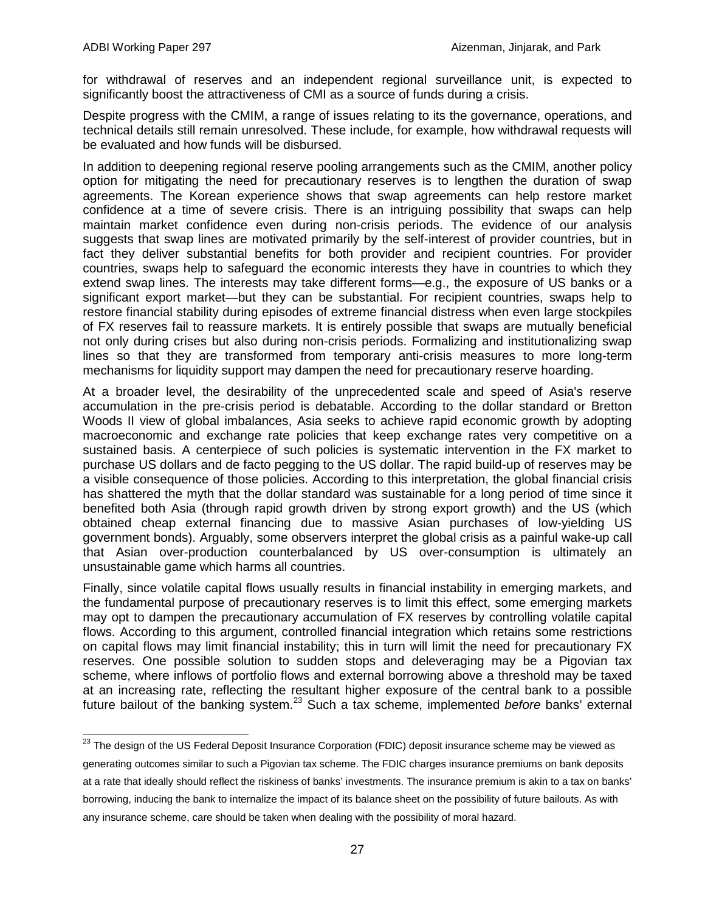for withdrawal of reserves and an independent regional surveillance unit, is expected to significantly boost the attractiveness of CMI as a source of funds during a crisis.

Despite progress with the CMIM, a range of issues relating to its the governance, operations, and technical details still remain unresolved. These include, for example, how withdrawal requests will be evaluated and how funds will be disbursed.

In addition to deepening regional reserve pooling arrangements such as the CMIM, another policy option for mitigating the need for precautionary reserves is to lengthen the duration of swap agreements. The Korean experience shows that swap agreements can help restore market confidence at a time of severe crisis. There is an intriguing possibility that swaps can help maintain market confidence even during non-crisis periods. The evidence of our analysis suggests that swap lines are motivated primarily by the self-interest of provider countries, but in fact they deliver substantial benefits for both provider and recipient countries. For provider countries, swaps help to safeguard the economic interests they have in countries to which they extend swap lines. The interests may take different forms—e.g., the exposure of US banks or a significant export market—but they can be substantial. For recipient countries, swaps help to restore financial stability during episodes of extreme financial distress when even large stockpiles of FX reserves fail to reassure markets. It is entirely possible that swaps are mutually beneficial not only during crises but also during non-crisis periods. Formalizing and institutionalizing swap lines so that they are transformed from temporary anti-crisis measures to more long-term mechanisms for liquidity support may dampen the need for precautionary reserve hoarding.

At a broader level, the desirability of the unprecedented scale and speed of Asia's reserve accumulation in the pre-crisis period is debatable. According to the dollar standard or Bretton Woods II view of global imbalances, Asia seeks to achieve rapid economic growth by adopting macroeconomic and exchange rate policies that keep exchange rates very competitive on a sustained basis. A centerpiece of such policies is systematic intervention in the FX market to purchase US dollars and de facto pegging to the US dollar. The rapid build-up of reserves may be a visible consequence of those policies. According to this interpretation, the global financial crisis has shattered the myth that the dollar standard was sustainable for a long period of time since it benefited both Asia (through rapid growth driven by strong export growth) and the US (which obtained cheap external financing due to massive Asian purchases of low-yielding US government bonds). Arguably, some observers interpret the global crisis as a painful wake-up call that Asian over-production counterbalanced by US over-consumption is ultimately an unsustainable game which harms all countries.

Finally, since volatile capital flows usually results in financial instability in emerging markets, and the fundamental purpose of precautionary reserves is to limit this effect, some emerging markets may opt to dampen the precautionary accumulation of FX reserves by controlling volatile capital flows. According to this argument, controlled financial integration which retains some restrictions on capital flows may limit financial instability; this in turn will limit the need for precautionary FX reserves. One possible solution to sudden stops and deleveraging may be a Pigovian tax scheme, where inflows of portfolio flows and external borrowing above a threshold may be taxed at an increasing rate, reflecting the resultant higher exposure of the central bank to a possible future bailout of the banking system.[23] Such a tax scheme, implemented *before* banks' external

[23] The design of the US Federal Deposit Insurance Corporation (FDIC) deposit insurance scheme may be viewed as generating outcomes similar to such a Pigovian tax scheme. The FDIC charges insurance premiums on bank deposits at a rate that ideally should reflect the riskiness of banks' investments. The insurance premium is akin to a tax on banks' borrowing, inducing the bank to internalize the impact of its balance sheet on the possibility of future bailouts. As with any insurance scheme, care should be taken when dealing with the possibility of moral hazard.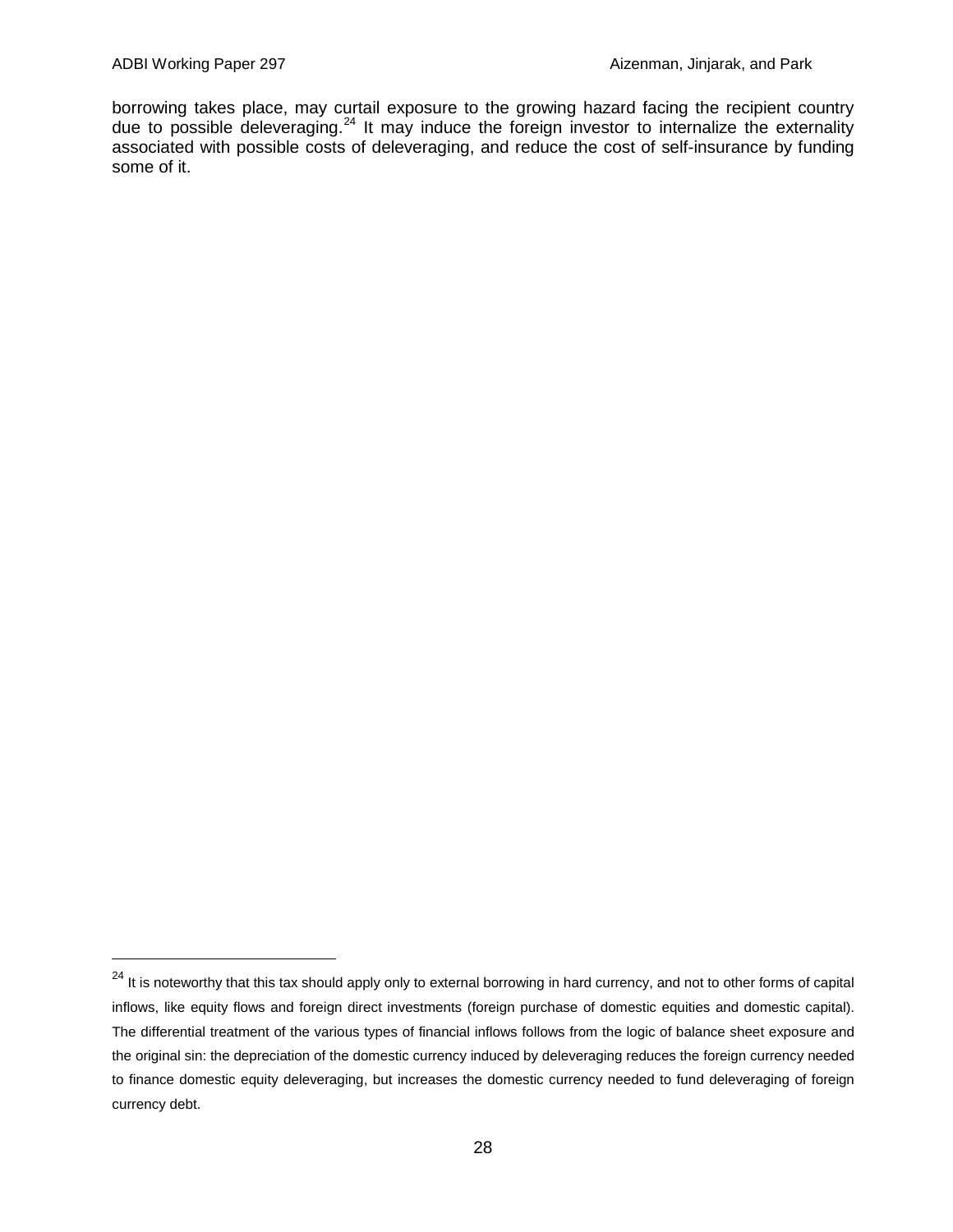borrowing takes place, may curtail exposure to the growing hazard facing the recipient country due to possible deleveraging.[24] It may induce the foreign investor to internalize the externality associated with possible costs of deleveraging, and reduce the cost of self-insurance by funding some of it.

[24] It is noteworthy that this tax should apply only to external borrowing in hard currency, and not to other forms of capital inflows, like equity flows and foreign direct investments (foreign purchase of domestic equities and domestic capital). The differential treatment of the various types of financial inflows follows from the logic of balance sheet exposure and the original sin: the depreciation of the domestic currency induced by deleveraging reduces the foreign currency needed to finance domestic equity deleveraging, but increases the domestic currency needed to fund deleveraging of foreign currency debt.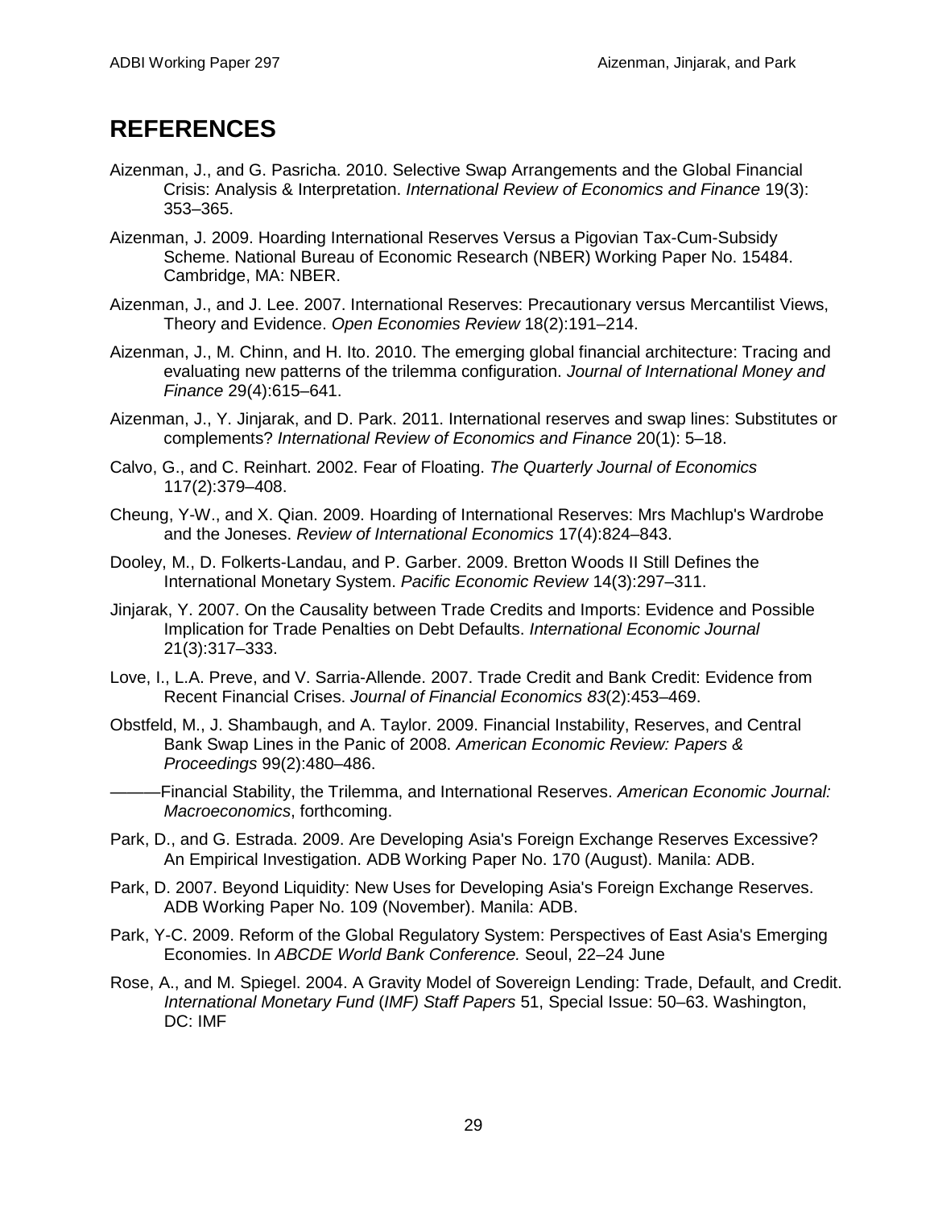# REFERENCES

Aizenman, J., and G. Pasricha. 2010. Selective Swap Arrangements and the Global Financial Crisis: Analysis & Interpretation. *International Review of Economics and Finance* 19(3): 353–365.

Aizenman, J. 2009. Hoarding International Reserves Versus a Pigovian Tax-Cum-Subsidy Scheme. National Bureau of Economic Research (NBER) Working Paper No. 15484. Cambridge, MA: NBER.

Aizenman, J., and J. Lee. 2007. International Reserves: Precautionary versus Mercantilist Views, Theory and Evidence. *Open Economies Review* 18(2):191–214.

Aizenman, J., M. Chinn, and H. Ito. 2010. The emerging global financial architecture: Tracing and evaluating new patterns of the trilemma configuration. *Journal of International Money and Finance* 29(4):615–641.

Aizenman, J., Y. Jinjarak, and D. Park. 2011. International reserves and swap lines: Substitutes or complements? *International Review of Economics and Finance* 20(1): 5–18.

Calvo, G., and C. Reinhart. 2002. Fear of Floating. *The Quarterly Journal of Economics* 117(2):379–408.

Cheung, Y-W., and X. Qian. 2009. Hoarding of International Reserves: Mrs Machlup's Wardrobe and the Joneses. *Review of International Economics* 17(4):824–843.

Dooley, M., D. Folkerts-Landau, and P. Garber. 2009. Bretton Woods II Still Defines the International Monetary System. *Pacific Economic Review* 14(3):297–311.

Jinjarak, Y. 2007. On the Causality between Trade Credits and Imports: Evidence and Possible Implication for Trade Penalties on Debt Defaults. *International Economic Journal* 21(3):317–333.

Love, I., L.A. Preve, and V. Sarria-Allende. 2007. Trade Credit and Bank Credit: Evidence from Recent Financial Crises. *Journal of Financial Economics 83*(2):453–469.

Obstfeld, M., J. Shambaugh, and A. Taylor. 2009. Financial Instability, Reserves, and Central Bank Swap Lines in the Panic of 2008. *American Economic Review: Papers & Proceedings* 99(2):480–486.

———Financial Stability, the Trilemma, and International Reserves. *American Economic Journal: Macroeconomics*, forthcoming.

Park, D., and G. Estrada. 2009. Are Developing Asia's Foreign Exchange Reserves Excessive? An Empirical Investigation. ADB Working Paper No. 170 (August). Manila: ADB.

Park, D. 2007. Beyond Liquidity: New Uses for Developing Asia's Foreign Exchange Reserves. ADB Working Paper No. 109 (November). Manila: ADB.

Park, Y-C. 2009. Reform of the Global Regulatory System: Perspectives of East Asia's Emerging Economies. In *ABCDE World Bank Conference.* Seoul, 22–24 June

Rose, A., and M. Spiegel. 2004. A Gravity Model of Sovereign Lending: Trade, Default, and Credit. *International Monetary Fund* (*IMF) Staff Papers* 51, Special Issue: 50–63. Washington, DC: IMF